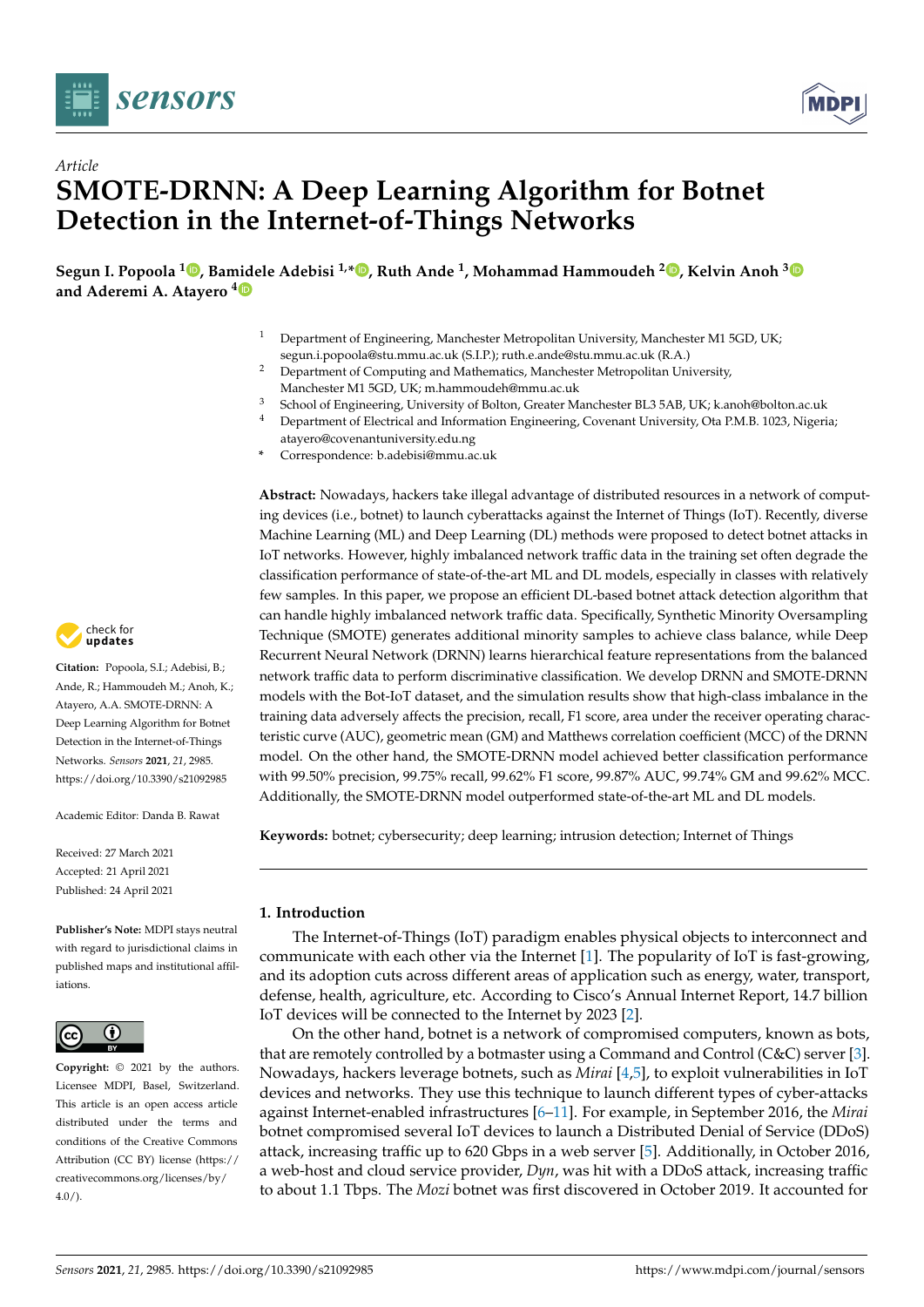*Article*

# SMOTE-DRNN: A Deep Learning Algorithm for Botnet Detection in the Internet-of-Things Networks

**Segun I. Popoola [1], Bamidele Adebisi [1,*], Ruth Ande [1], Mohammad Hammoudeh [2], Kelvin Anoh [3] and Aderemi A. Atayero [4]**

[1] Department of Engineering, Manchester Metropolitan University, Manchester M1 5GD, UK; segun.i.popoola@stu.mmu.ac.uk (S.I.P.); ruth.e.ande@stu.mmu.ac.uk (R.A.)

[2] Department of Computing and Mathematics, Manchester Metropolitan University, Manchester M1 5GD, UK; m.hammoudeh@mmu.ac.uk

[3] School of Engineering, University of Bolton, Greater Manchester BL3 5AB, UK; k.anoh@bolton.ac.uk

[4] Department of Electrical and Information Engineering, Covenant University, Ota P.M.B. 1023, Nigeria; atayero@covenantuniversity.edu.ng

\* Correspondence: b.adebisi@mmu.ac.uk

**Citation:** Popoola, S.I.; Adebisi, B.; Ande, R.; Hammoudeh M.; Anoh, K.; Atayero, A.A. SMOTE-DRNN: A Deep Learning Algorithm for Botnet Detection in the Internet-of-Things Networks. *Sensors* **2021**, *21*, 2985. https://doi.org/10.3390/s21092985

Academic Editor: Danda B. Rawat

Received: 27 March 2021
Accepted: 21 April 2021
Published: 24 April 2021

**Publisher's Note:** MDPI stays neutral with regard to jurisdictional claims in published maps and institutional affiliations.

**Copyright:** © 2021 by the authors. Licensee MDPI, Basel, Switzerland. This article is an open access article distributed under the terms and conditions of the Creative Commons Attribution (CC BY) license (https://creativecommons.org/licenses/by/4.0/).

**Abstract:** Nowadays, hackers take illegal advantage of distributed resources in a network of computing devices (i.e., botnet) to launch cyberattacks against the Internet of Things (IoT). Recently, diverse Machine Learning (ML) and Deep Learning (DL) methods were proposed to detect botnet attacks in IoT networks. However, highly imbalanced network traffic data in the training set often degrade the classification performance of state-of-the-art ML and DL models, especially in classes with relatively few samples. In this paper, we propose an efficient DL-based botnet attack detection algorithm that can handle highly imbalanced network traffic data. Specifically, Synthetic Minority Oversampling Technique (SMOTE) generates additional minority samples to achieve class balance, while Deep Recurrent Neural Network (DRNN) learns hierarchical feature representations from the balanced network traffic data to perform discriminative classification. We develop DRNN and SMOTE-DRNN models with the Bot-IoT dataset, and the simulation results show that high-class imbalance in the training data adversely affects the precision, recall, F1 score, area under the receiver operating characteristic curve (AUC), geometric mean (GM) and Matthews correlation coefficient (MCC) of the DRNN model. On the other hand, the SMOTE-DRNN model achieved better classification performance with 99.50% precision, 99.75% recall, 99.62% F1 score, 99.87% AUC, 99.74% GM and 99.62% MCC. Additionally, the SMOTE-DRNN model outperformed state-of-the-art ML and DL models.

**Keywords:** botnet; cybersecurity; deep learning; intrusion detection; Internet of Things

## 1. Introduction

The Internet-of-Things (IoT) paradigm enables physical objects to interconnect and communicate with each other via the Internet [1]. The popularity of IoT is fast-growing, and its adoption cuts across different areas of application such as energy, water, transport, defense, health, agriculture, etc. According to Cisco's Annual Internet Report, 14.7 billion IoT devices will be connected to the Internet by 2023 [2].

On the other hand, botnet is a network of compromised computers, known as bots, that are remotely controlled by a botmaster using a Command and Control (C&C) server [3]. Nowadays, hackers leverage botnets, such as *Mirai* [4,5], to exploit vulnerabilities in IoT devices and networks. They use this technique to launch different types of cyber-attacks against Internet-enabled infrastructures [6–11]. For example, in September 2016, the *Mirai* botnet compromised several IoT devices to launch a Distributed Denial of Service (DDoS) attack, increasing traffic up to 620 Gbps in a web server [5]. Additionally, in October 2016, a web-host and cloud service provider, *Dyn*, was hit with a DDoS attack, increasing traffic to about 1.1 Tbps. The *Mozi* botnet was first discovered in October 2019. It accounted for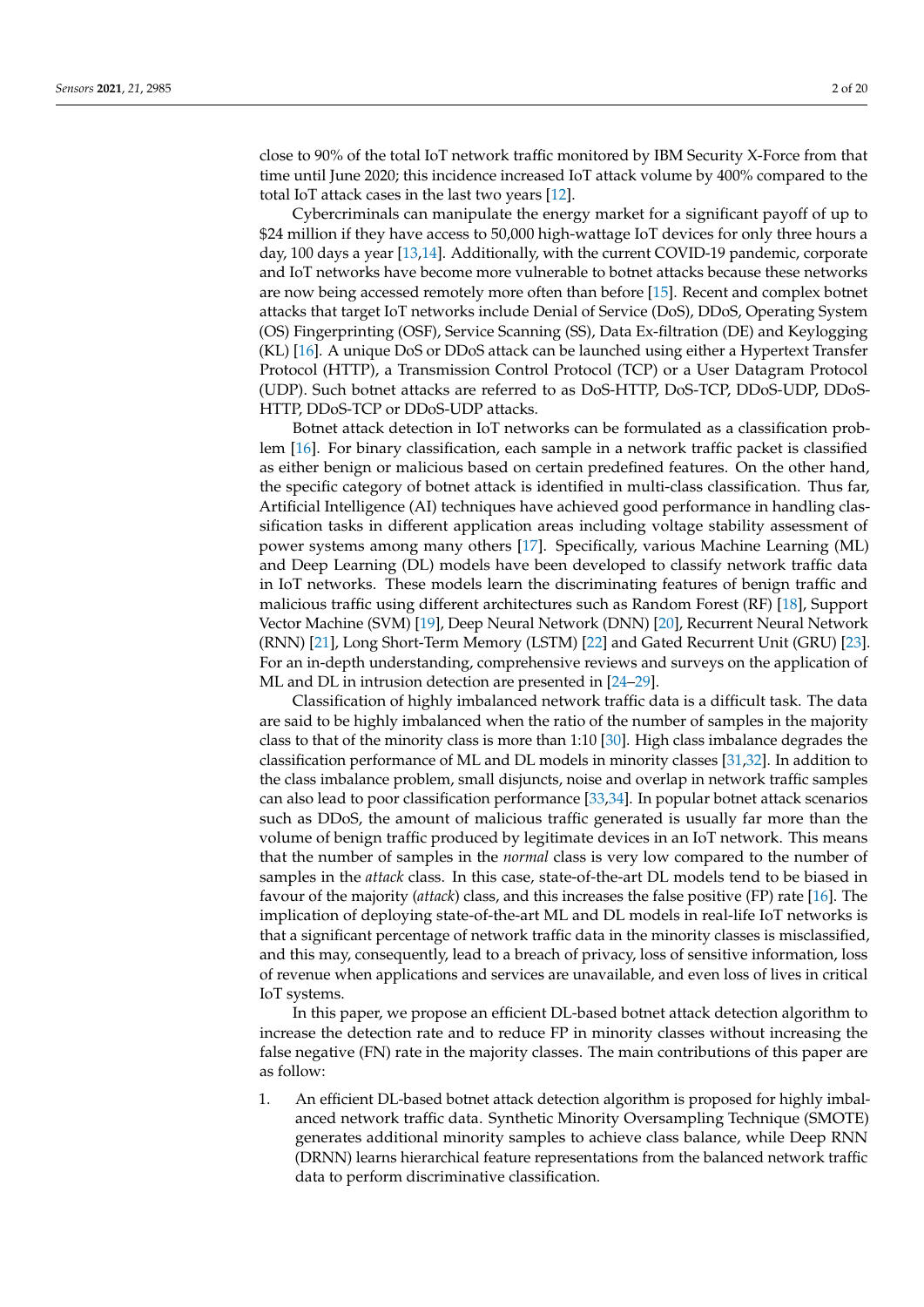close to 90% of the total IoT network traffic monitored by IBM Security X-Force from that time until June 2020; this incidence increased IoT attack volume by 400% compared to the total IoT attack cases in the last two years [12].

Cybercriminals can manipulate the energy market for a significant payoff of up to $24 million if they have access to 50,000 high-wattage IoT devices for only three hours a day, 100 days a year [13,14]. Additionally, with the current COVID-19 pandemic, corporate and IoT networks have become more vulnerable to botnet attacks because these networks are now being accessed remotely more often than before [15]. Recent and complex botnet attacks that target IoT networks include Denial of Service (DoS), DDoS, Operating System (OS) Fingerprinting (OSF), Service Scanning (SS), Data Ex-filtration (DE) and Keylogging (KL) [16]. A unique DoS or DDoS attack can be launched using either a Hypertext Transfer Protocol (HTTP), a Transmission Control Protocol (TCP) or a User Datagram Protocol (UDP). Such botnet attacks are referred to as DoS-HTTP, DoS-TCP, DDoS-UDP, DDoS-HTTP, DDoS-TCP or DDoS-UDP attacks.

Botnet attack detection in IoT networks can be formulated as a classification problem [16]. For binary classification, each sample in a network traffic packet is classified as either benign or malicious based on certain predefined features. On the other hand, the specific category of botnet attack is identified in multi-class classification. Thus far, Artificial Intelligence (AI) techniques have achieved good performance in handling classification tasks in different application areas including voltage stability assessment of power systems among many others [17]. Specifically, various Machine Learning (ML) and Deep Learning (DL) models have been developed to classify network traffic data in IoT networks. These models learn the discriminating features of benign traffic and malicious traffic using different architectures such as Random Forest (RF) [18], Support Vector Machine (SVM) [19], Deep Neural Network (DNN) [20], Recurrent Neural Network (RNN) [21], Long Short-Term Memory (LSTM) [22] and Gated Recurrent Unit (GRU) [23]. For an in-depth understanding, comprehensive reviews and surveys on the application of ML and DL in intrusion detection are presented in [24–29].

Classification of highly imbalanced network traffic data is a difficult task. The data are said to be highly imbalanced when the ratio of the number of samples in the majority class to that of the minority class is more than 1:10 [30]. High class imbalance degrades the classification performance of ML and DL models in minority classes [31,32]. In addition to the class imbalance problem, small disjuncts, noise and overlap in network traffic samples can also lead to poor classification performance [33,34]. In popular botnet attack scenarios such as DDoS, the amount of malicious traffic generated is usually far more than the volume of benign traffic produced by legitimate devices in an IoT network. This means that the number of samples in the *normal* class is very low compared to the number of samples in the *attack* class. In this case, state-of-the-art DL models tend to be biased in favour of the majority (*attack*) class, and this increases the false positive (FP) rate [16]. The implication of deploying state-of-the-art ML and DL models in real-life IoT networks is that a significant percentage of network traffic data in the minority classes is misclassified, and this may, consequently, lead to a breach of privacy, loss of sensitive information, loss of revenue when applications and services are unavailable, and even loss of lives in critical IoT systems.

In this paper, we propose an efficient DL-based botnet attack detection algorithm to increase the detection rate and to reduce FP in minority classes without increasing the false negative (FN) rate in the majority classes. The main contributions of this paper are as follow:

1. An efficient DL-based botnet attack detection algorithm is proposed for highly imbalanced network traffic data. Synthetic Minority Oversampling Technique (SMOTE) generates additional minority samples to achieve class balance, while Deep RNN (DRNN) learns hierarchical feature representations from the balanced network traffic data to perform discriminative classification.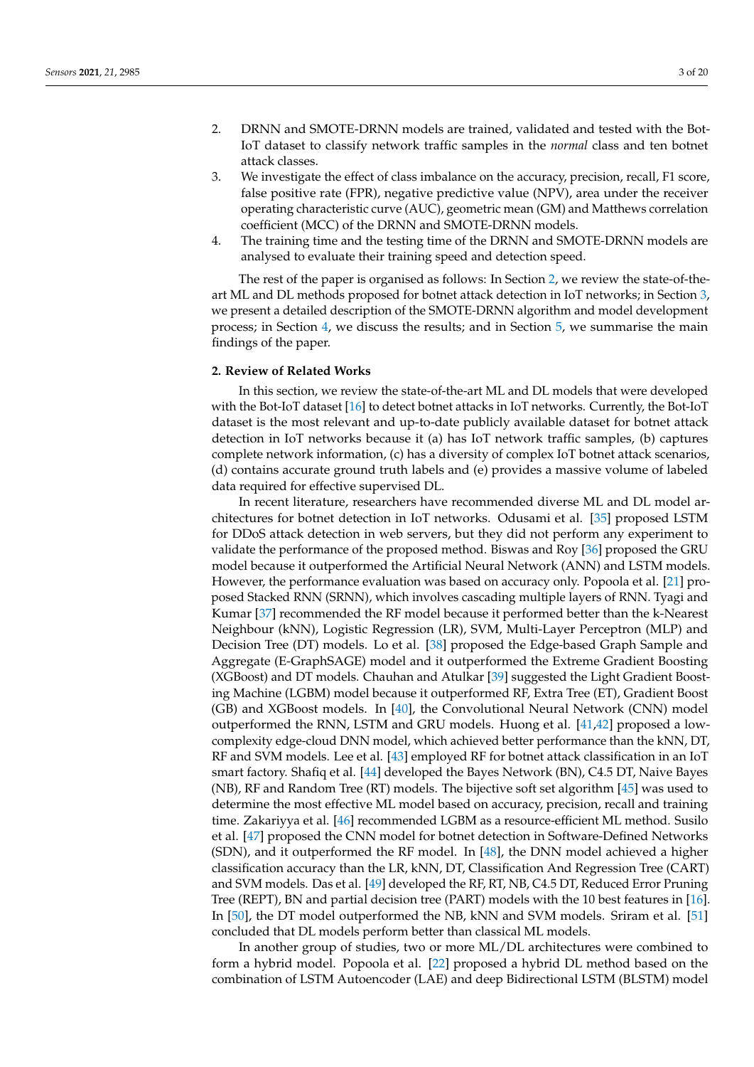2. DRNN and SMOTE-DRNN models are trained, validated and tested with the Bot-IoT dataset to classify network traffic samples in the *normal* class and ten botnet attack classes.
3. We investigate the effect of class imbalance on the accuracy, precision, recall, F1 score, false positive rate (FPR), negative predictive value (NPV), area under the receiver operating characteristic curve (AUC), geometric mean (GM) and Matthews correlation coefficient (MCC) of the DRNN and SMOTE-DRNN models.
4. The training time and the testing time of the DRNN and SMOTE-DRNN models are analysed to evaluate their training speed and detection speed.

The rest of the paper is organised as follows: In Section 2, we review the state-of-the-art ML and DL methods proposed for botnet attack detection in IoT networks; in Section 3, we present a detailed description of the SMOTE-DRNN algorithm and model development process; in Section 4, we discuss the results; and in Section 5, we summarise the main findings of the paper.

## 2. Review of Related Works

In this section, we review the state-of-the-art ML and DL models that were developed with the Bot-IoT dataset [16] to detect botnet attacks in IoT networks. Currently, the Bot-IoT dataset is the most relevant and up-to-date publicly available dataset for botnet attack detection in IoT networks because it (a) has IoT network traffic samples, (b) captures complete network information, (c) has a diversity of complex IoT botnet attack scenarios, (d) contains accurate ground truth labels and (e) provides a massive volume of labeled data required for effective supervised DL.

In recent literature, researchers have recommended diverse ML and DL model architectures for botnet detection in IoT networks. Odusami et al. [35] proposed LSTM for DDoS attack detection in web servers, but they did not perform any experiment to validate the performance of the proposed method. Biswas and Roy [36] proposed the GRU model because it outperformed the Artificial Neural Network (ANN) and LSTM models. However, the performance evaluation was based on accuracy only. Popoola et al. [21] proposed Stacked RNN (SRNN), which involves cascading multiple layers of RNN. Tyagi and Kumar [37] recommended the RF model because it performed better than the k-Nearest Neighbour (kNN), Logistic Regression (LR), SVM, Multi-Layer Perceptron (MLP) and Decision Tree (DT) models. Lo et al. [38] proposed the Edge-based Graph Sample and Aggregate (E-GraphSAGE) model and it outperformed the Extreme Gradient Boosting (XGBoost) and DT models. Chauhan and Atulkar [39] suggested the Light Gradient Boosting Machine (LGBM) model because it outperformed RF, Extra Tree (ET), Gradient Boost (GB) and XGBoost models. In [40], the Convolutional Neural Network (CNN) model outperformed the RNN, LSTM and GRU models. Huong et al. [41,42] proposed a low-complexity edge-cloud DNN model, which achieved better performance than the kNN, DT, RF and SVM models. Lee et al. [43] employed RF for botnet attack classification in an IoT smart factory. Shafiq et al. [44] developed the Bayes Network (BN), C4.5 DT, Naive Bayes (NB), RF and Random Tree (RT) models. The bijective soft set algorithm [45] was used to determine the most effective ML model based on accuracy, precision, recall and training time. Zakariyya et al. [46] recommended LGBM as a resource-efficient ML method. Susilo et al. [47] proposed the CNN model for botnet detection in Software-Defined Networks (SDN), and it outperformed the RF model. In [48], the DNN model achieved a higher classification accuracy than the LR, kNN, DT, Classification And Regression Tree (CART) and SVM models. Das et al. [49] developed the RF, RT, NB, C4.5 DT, Reduced Error Pruning Tree (REPT), BN and partial decision tree (PART) models with the 10 best features in [16]. In [50], the DT model outperformed the NB, kNN and SVM models. Sriram et al. [51] concluded that DL models perform better than classical ML models.

In another group of studies, two or more ML/DL architectures were combined to form a hybrid model. Popoola et al. [22] proposed a hybrid DL method based on the combination of LSTM Autoencoder (LAE) and deep Bidirectional LSTM (BLSTM) model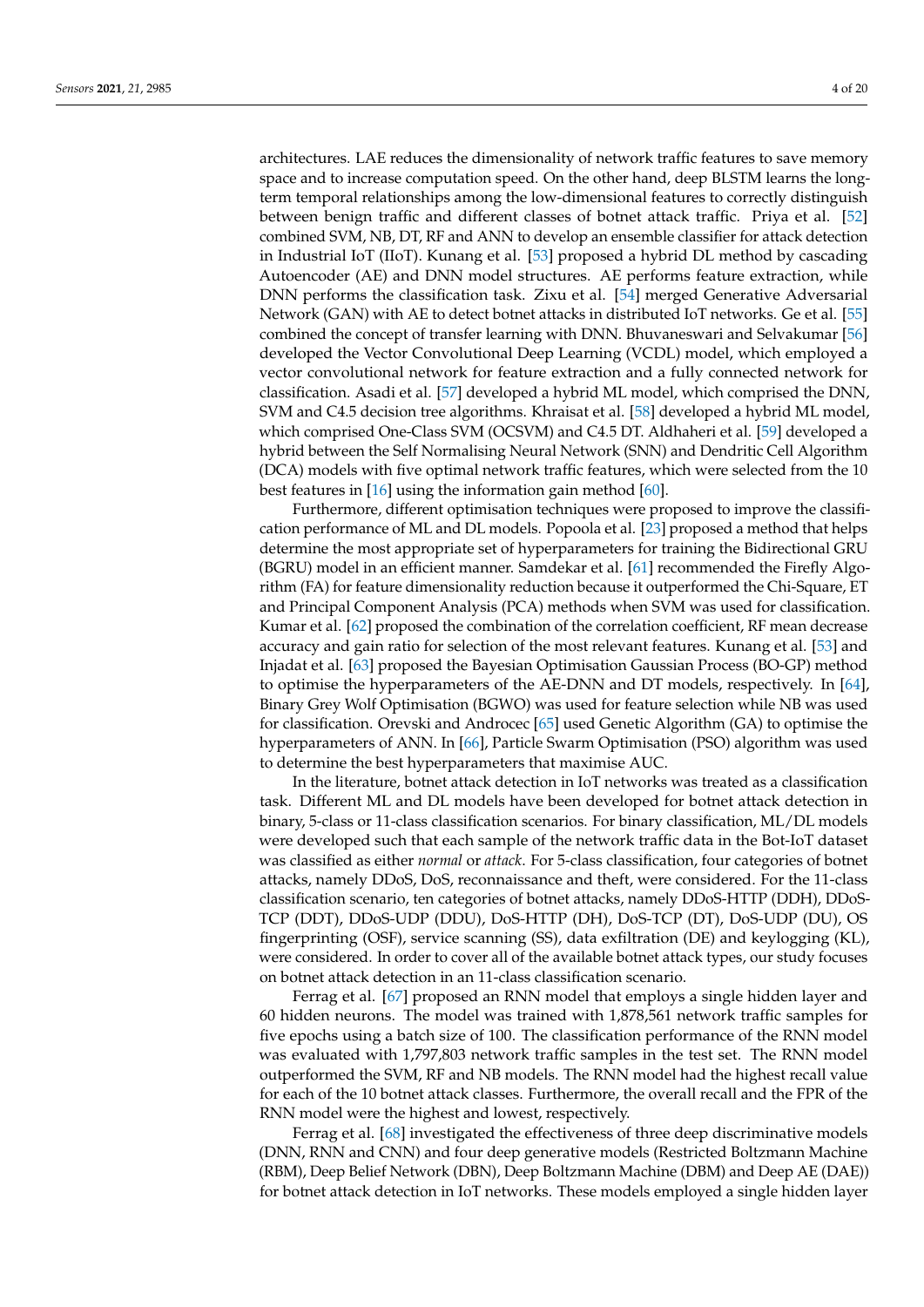architectures. LAE reduces the dimensionality of network traffic features to save memory space and to increase computation speed. On the other hand, deep BLSTM learns the long-term temporal relationships among the low-dimensional features to correctly distinguish between benign traffic and different classes of botnet attack traffic. Priya et al. [52] combined SVM, NB, DT, RF and ANN to develop an ensemble classifier for attack detection in Industrial IoT (IIoT). Kunang et al. [53] proposed a hybrid DL method by cascading Autoencoder (AE) and DNN model structures. AE performs feature extraction, while DNN performs the classification task. Zixu et al. [54] merged Generative Adversarial Network (GAN) with AE to detect botnet attacks in distributed IoT networks. Ge et al. [55] combined the concept of transfer learning with DNN. Bhuvaneswari and Selvakumar [56] developed the Vector Convolutional Deep Learning (VCDL) model, which employed a vector convolutional network for feature extraction and a fully connected network for classification. Asadi et al. [57] developed a hybrid ML model, which comprised the DNN, SVM and C4.5 decision tree algorithms. Khraisat et al. [58] developed a hybrid ML model, which comprised One-Class SVM (OCSVM) and C4.5 DT. Aldhaheri et al. [59] developed a hybrid between the Self Normalising Neural Network (SNN) and Dendritic Cell Algorithm (DCA) models with five optimal network traffic features, which were selected from the 10 best features in [16] using the information gain method [60].

Furthermore, different optimisation techniques were proposed to improve the classification performance of ML and DL models. Popoola et al. [23] proposed a method that helps determine the most appropriate set of hyperparameters for training the Bidirectional GRU (BGRU) model in an efficient manner. Samdekar et al. [61] recommended the Firefly Algorithm (FA) for feature dimensionality reduction because it outperformed the Chi-Square, ET and Principal Component Analysis (PCA) methods when SVM was used for classification. Kumar et al. [62] proposed the combination of the correlation coefficient, RF mean decrease accuracy and gain ratio for selection of the most relevant features. Kunang et al. [53] and Injadat et al. [63] proposed the Bayesian Optimisation Gaussian Process (BO-GP) method to optimise the hyperparameters of the AE-DNN and DT models, respectively. In [64], Binary Grey Wolf Optimisation (BGWO) was used for feature selection while NB was used for classification. Orevski and Androcec [65] used Genetic Algorithm (GA) to optimise the hyperparameters of ANN. In [66], Particle Swarm Optimisation (PSO) algorithm was used to determine the best hyperparameters that maximise AUC.

In the literature, botnet attack detection in IoT networks was treated as a classification task. Different ML and DL models have been developed for botnet attack detection in binary, 5-class or 11-class classification scenarios. For binary classification, ML/DL models were developed such that each sample of the network traffic data in the Bot-IoT dataset was classified as either *normal* or *attack*. For 5-class classification, four categories of botnet attacks, namely DDoS, DoS, reconnaissance and theft, were considered. For the 11-class classification scenario, ten categories of botnet attacks, namely DDoS-HTTP (DDH), DDoS-TCP (DDT), DDoS-UDP (DDU), DoS-HTTP (DH), DoS-TCP (DT), DoS-UDP (DU), OS fingerprinting (OSF), service scanning (SS), data exfiltration (DE) and keylogging (KL), were considered. In order to cover all of the available botnet attack types, our study focuses on botnet attack detection in an 11-class classification scenario.

Ferrag et al. [67] proposed an RNN model that employs a single hidden layer and 60 hidden neurons. The model was trained with 1,878,561 network traffic samples for five epochs using a batch size of 100. The classification performance of the RNN model was evaluated with 1,797,803 network traffic samples in the test set. The RNN model outperformed the SVM, RF and NB models. The RNN model had the highest recall value for each of the 10 botnet attack classes. Furthermore, the overall recall and the FPR of the RNN model were the highest and lowest, respectively.

Ferrag et al. [68] investigated the effectiveness of three deep discriminative models (DNN, RNN and CNN) and four deep generative models (Restricted Boltzmann Machine (RBM), Deep Belief Network (DBN), Deep Boltzmann Machine (DBM) and Deep AE (DAE)) for botnet attack detection in IoT networks. These models employed a single hidden layer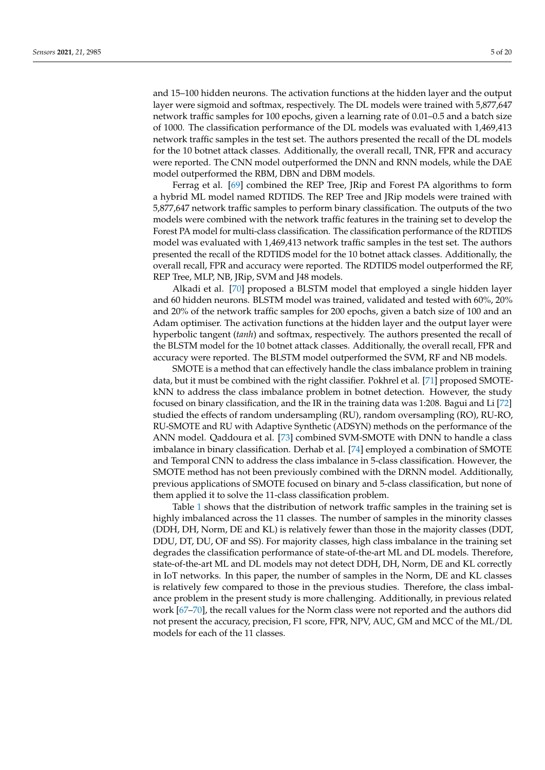and 15–100 hidden neurons. The activation functions at the hidden layer and the output layer were sigmoid and softmax, respectively. The DL models were trained with 5,877,647 network traffic samples for 100 epochs, given a learning rate of 0.01–0.5 and a batch size of 1000. The classification performance of the DL models was evaluated with 1,469,413 network traffic samples in the test set. The authors presented the recall of the DL models for the 10 botnet attack classes. Additionally, the overall recall, TNR, FPR and accuracy were reported. The CNN model outperformed the DNN and RNN models, while the DAE model outperformed the RBM, DBN and DBM models.

Ferrag et al. [69] combined the REP Tree, JRip and Forest PA algorithms to form a hybrid ML model named RDTIDS. The REP Tree and JRip models were trained with 5,877,647 network traffic samples to perform binary classification. The outputs of the two models were combined with the network traffic features in the training set to develop the Forest PA model for multi-class classification. The classification performance of the RDTIDS model was evaluated with 1,469,413 network traffic samples in the test set. The authors presented the recall of the RDTIDS model for the 10 botnet attack classes. Additionally, the overall recall, FPR and accuracy were reported. The RDTIDS model outperformed the RF, REP Tree, MLP, NB, JRip, SVM and J48 models.

Alkadi et al. [70] proposed a BLSTM model that employed a single hidden layer and 60 hidden neurons. BLSTM model was trained, validated and tested with 60%, 20% and 20% of the network traffic samples for 200 epochs, given a batch size of 100 and an Adam optimiser. The activation functions at the hidden layer and the output layer were hyperbolic tangent (*tanh*) and softmax, respectively. The authors presented the recall of the BLSTM model for the 10 botnet attack classes. Additionally, the overall recall, FPR and accuracy were reported. The BLSTM model outperformed the SVM, RF and NB models.

SMOTE is a method that can effectively handle the class imbalance problem in training data, but it must be combined with the right classifier. Pokhrel et al. [71] proposed SMOTE-kNN to address the class imbalance problem in botnet detection. However, the study focused on binary classification, and the IR in the training data was 1:208. Bagui and Li [72] studied the effects of random undersampling (RU), random oversampling (RO), RU-RO, RU-SMOTE and RU with Adaptive Synthetic (ADSYN) methods on the performance of the ANN model. Qaddoura et al. [73] combined SVM-SMOTE with DNN to handle a class imbalance in binary classification. Derhab et al. [74] employed a combination of SMOTE and Temporal CNN to address the class imbalance in 5-class classification. However, the SMOTE method has not been previously combined with the DRNN model. Additionally, previous applications of SMOTE focused on binary and 5-class classification, but none of them applied it to solve the 11-class classification problem.

Table 1 shows that the distribution of network traffic samples in the training set is highly imbalanced across the 11 classes. The number of samples in the minority classes (DDH, DH, Norm, DE and KL) is relatively fewer than those in the majority classes (DDT, DDU, DT, DU, OF and SS). For majority classes, high class imbalance in the training set degrades the classification performance of state-of-the-art ML and DL models. Therefore, state-of-the-art ML and DL models may not detect DDH, DH, Norm, DE and KL correctly in IoT networks. In this paper, the number of samples in the Norm, DE and KL classes is relatively few compared to those in the previous studies. Therefore, the class imbalance problem in the present study is more challenging. Additionally, in previous related work [67–70], the recall values for the Norm class were not reported and the authors did not present the accuracy, precision, F1 score, FPR, NPV, AUC, GM and MCC of the ML/DL models for each of the 11 classes.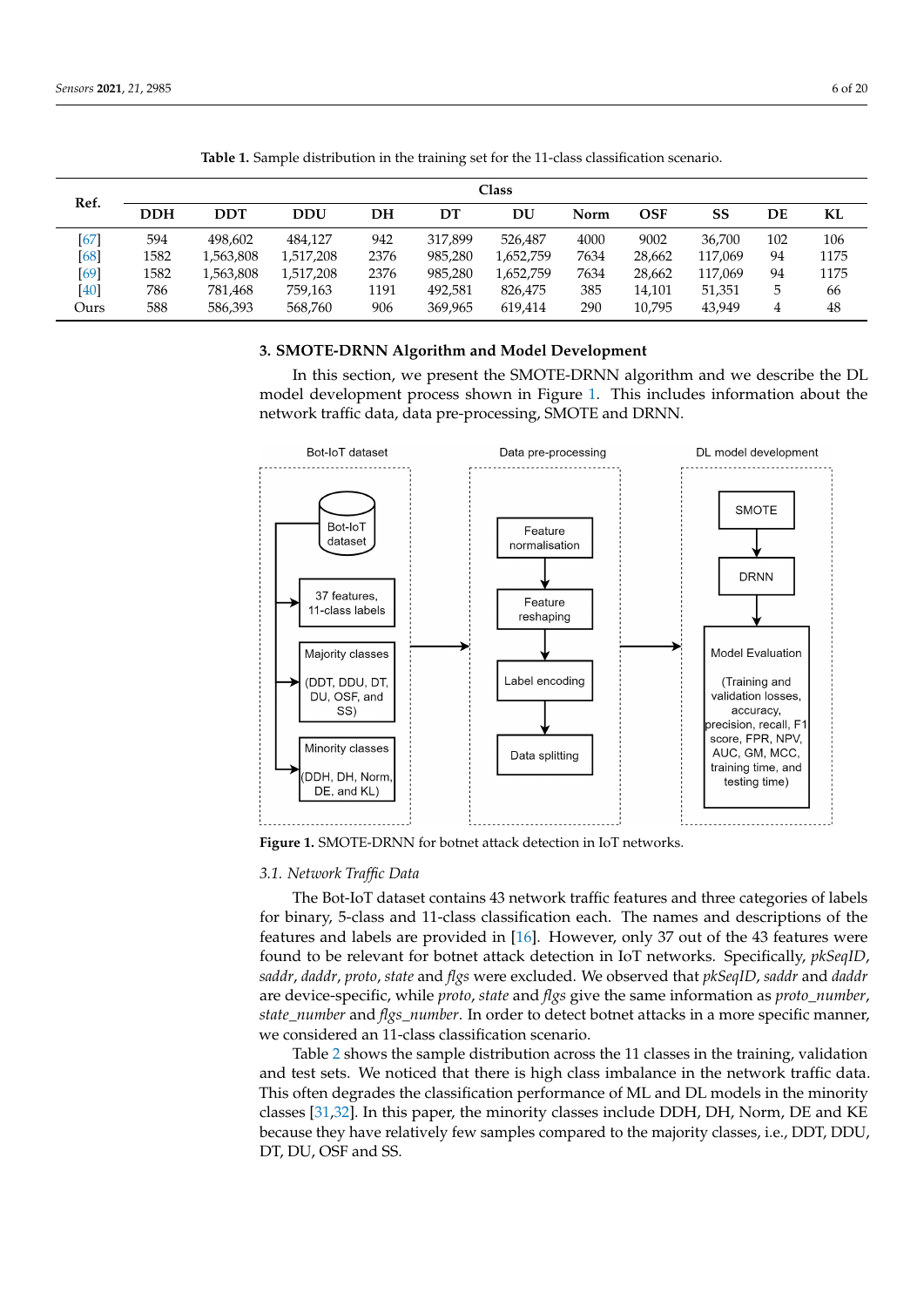**Table 1.** Sample distribution in the training set for the 11-class classification scenario.

| Ref. | Class | | | | | | | | | | |
|---|---|---|---|---|---|---|---|---|---|---|---|
| | DDH | DDT | DDU | DH | DT | DU | Norm | OSF | SS | DE | KL |
| [67] | 594 | 498,602 | 484,127 | 942 | 317,899 | 526,487 | 4000 | 9002 | 36,700 | 102 | 106 |
| [68] | 1582 | 1,563,808 | 1,517,208 | 2376 | 985,280 | 1,652,759 | 7634 | 28,662 | 117,069 | 94 | 1175 |
| [69] | 1582 | 1,563,808 | 1,517,208 | 2376 | 985,280 | 1,652,759 | 7634 | 28,662 | 117,069 | 94 | 1175 |
| [40] | 786 | 781,468 | 759,163 | 1191 | 492,581 | 826,475 | 385 | 14,101 | 51,351 | 5 | 66 |
| Ours | 588 | 586,393 | 568,760 | 906 | 369,965 | 619,414 | 290 | 10,795 | 43,949 | 4 | 48 |

## 3. SMOTE-DRNN Algorithm and Model Development

In this section, we present the SMOTE-DRNN algorithm and we describe the DL model development process shown in Figure 1. This includes information about the network traffic data, data pre-processing, SMOTE and DRNN.

Bot-IoT dataset: Bot-IoT dataset → 37 features, 11-class labels; Majority classes (DDT, DDU, DT, DU, OSF, and SS); Minority classes (DDH, DH, Norm, DE, and KL)

Data pre-processing: Feature normalisation → Feature reshaping → Label encoding → Data splitting

DL model development: SMOTE → DRNN → Model Evaluation (Training and validation losses, accuracy, precision, recall, F1 score, FPR, NPV, AUC, GM, MCC, training time, and testing time)

**Figure 1.** SMOTE-DRNN for botnet attack detection in IoT networks.

### 3.1. Network Traffic Data

The Bot-IoT dataset contains 43 network traffic features and three categories of labels for binary, 5-class and 11-class classification each. The names and descriptions of the features and labels are provided in [16]. However, only 37 out of the 43 features were found to be relevant for botnet attack detection in IoT networks. Specifically, *pkSeqID*, *saddr*, *daddr*, *proto*, *state* and *flgs* were excluded. We observed that *pkSeqID*, *saddr* and *daddr* are device-specific, while *proto*, *state* and *flgs* give the same information as *proto_number*, *state_number* and *flgs_number*. In order to detect botnet attacks in a more specific manner, we considered an 11-class classification scenario.

Table 2 shows the sample distribution across the 11 classes in the training, validation and test sets. We noticed that there is high class imbalance in the network traffic data. This often degrades the classification performance of ML and DL models in the minority classes [31,32]. In this paper, the minority classes include DDH, DH, Norm, DE and KE because they have relatively few samples compared to the majority classes, i.e., DDT, DDU, DT, DU, OSF and SS.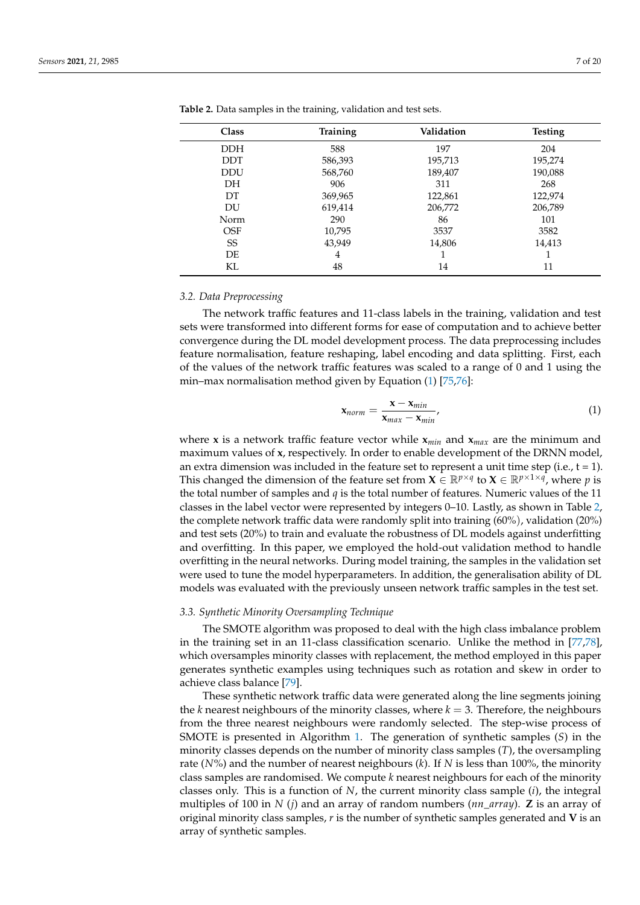**Table 2.** Data samples in the training, validation and test sets.

| Class | Training | Validation | Testing |
|---|---|---|---|
| DDH | 588 | 197 | 204 |
| DDT | 586,393 | 195,713 | 195,274 |
| DDU | 568,760 | 189,407 | 190,088 |
| DH | 906 | 311 | 268 |
| DT | 369,965 | 122,861 | 122,974 |
| DU | 619,414 | 206,772 | 206,789 |
| Norm | 290 | 86 | 101 |
| OSF | 10,795 | 3537 | 3582 |
| SS | 43,949 | 14,806 | 14,413 |
| DE | 4 | 1 | 1 |
| KL | 48 | 14 | 11 |

### 3.2. Data Preprocessing

The network traffic features and 11-class labels in the training, validation and test sets were transformed into different forms for ease of computation and to achieve better convergence during the DL model development process. The data preprocessing includes feature normalisation, feature reshaping, label encoding and data splitting. First, each of the values of the network traffic features was scaled to a range of 0 and 1 using the min–max normalisation method given by Equation (1) [75,76]:

$$\mathbf{x}_{norm} = \frac{\mathbf{x} - \mathbf{x}_{min}}{\mathbf{x}_{max} - \mathbf{x}_{min}}, \tag{1}$$

where $\mathbf{x}$ is a network traffic feature vector while $\mathbf{x}_{min}$ and $\mathbf{x}_{max}$ are the minimum and maximum values of $\mathbf{x}$, respectively. In order to enable development of the DRNN model, an extra dimension was included in the feature set to represent a unit time step (i.e., t = 1). This changed the dimension of the feature set from $\mathbf{X} \in \mathbb{R}^{p \times q}$ to $\mathbf{X} \in \mathbb{R}^{p \times 1 \times q}$, where $p$ is the total number of samples and $q$ is the total number of features. Numeric values of the 11 classes in the label vector were represented by integers 0–10. Lastly, as shown in Table 2, the complete network traffic data were randomly split into training (60%), validation (20%) and test sets (20%) to train and evaluate the robustness of DL models against underfitting and overfitting. In this paper, we employed the hold-out validation method to handle overfitting in the neural networks. During model training, the samples in the validation set were used to tune the model hyperparameters. In addition, the generalisation ability of DL models was evaluated with the previously unseen network traffic samples in the test set.

### 3.3. Synthetic Minority Oversampling Technique

The SMOTE algorithm was proposed to deal with the high class imbalance problem in the training set in an 11-class classification scenario. Unlike the method in [77,78], which oversamples minority classes with replacement, the method employed in this paper generates synthetic examples using techniques such as rotation and skew in order to achieve class balance [79].

These synthetic network traffic data were generated along the line segments joining the $k$ nearest neighbours of the minority classes, where $k = 3$. Therefore, the neighbours from the three nearest neighbours were randomly selected. The step-wise process of SMOTE is presented in Algorithm 1. The generation of synthetic samples ($S$) in the minority classes depends on the number of minority class samples ($T$), the oversampling rate ($N$%) and the number of nearest neighbours ($k$). If $N$ is less than 100%, the minority class samples are randomised. We compute $k$ nearest neighbours for each of the minority classes only. This is a function of $N$, the current minority class sample ($i$), the integral multiples of 100 in $N$ ($j$) and an array of random numbers ($nn\_array$). $\mathbf{Z}$ is an array of original minority class samples, $r$ is the number of synthetic samples generated and $\mathbf{V}$ is an array of synthetic samples.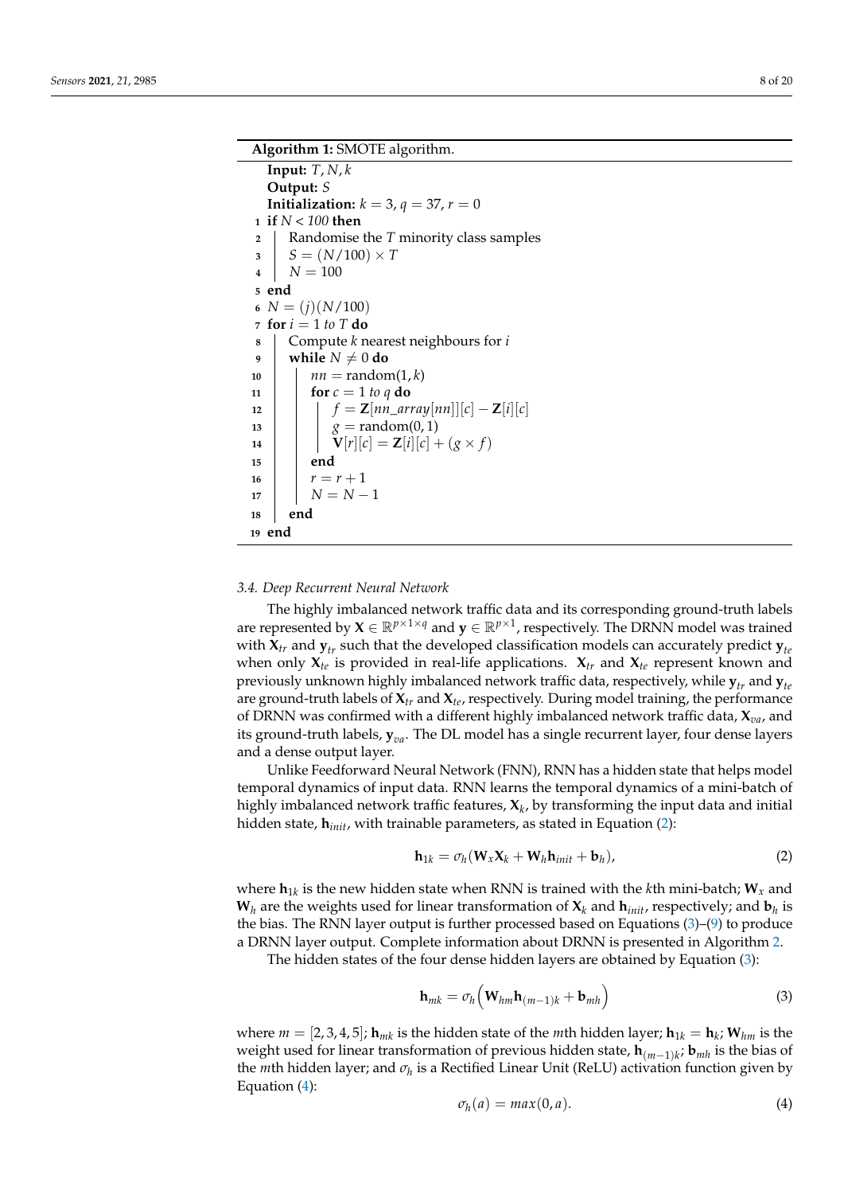**Algorithm 1:** SMOTE algorithm.

```
   Input: T, N, k
   Output: S
   Initialization: k = 3, q = 37, r = 0
 1 if N < 100 then
 2 |   Randomise the T minority class samples
 3 |   S = (N/100) × T
 4 |   N = 100
 5 end
 6 N = (j)(N/100)
 7 for i = 1 to T do
 8 |   Compute k nearest neighbours for i
 9 |   while N ≠ 0 do
10 |   |   nn = random(1, k)
11 |   |   for c = 1 to q do
12 |   |   |   f = Z[nn_array[nn]][c] − Z[i][c]
13 |   |   |   g = random(0, 1)
14 |   |   |   V[r][c] = Z[i][c] + (g × f)
15 |   |   end
16 |   |   r = r + 1
17 |   |   N = N − 1
18 |   end
19 end
```

### 3.4. Deep Recurrent Neural Network

The highly imbalanced network traffic data and its corresponding ground-truth labels are represented by $\mathbf{X} \in \mathbb{R}^{p \times 1 \times q}$ and $\mathbf{y} \in \mathbb{R}^{p \times 1}$, respectively. The DRNN model was trained with $\mathbf{X}_{tr}$ and $\mathbf{y}_{tr}$ such that the developed classification models can accurately predict $\mathbf{y}_{te}$ when only $\mathbf{X}_{te}$ is provided in real-life applications. $\mathbf{X}_{tr}$ and $\mathbf{X}_{te}$ represent known and previously unknown highly imbalanced network traffic data, respectively, while $\mathbf{y}_{tr}$ and $\mathbf{y}_{te}$ are ground-truth labels of $\mathbf{X}_{tr}$ and $\mathbf{X}_{te}$, respectively. During model training, the performance of DRNN was confirmed with a different highly imbalanced network traffic data, $\mathbf{X}_{va}$, and its ground-truth labels, $\mathbf{y}_{va}$. The DL model has a single recurrent layer, four dense layers and a dense output layer.

Unlike Feedforward Neural Network (FNN), RNN has a hidden state that helps model temporal dynamics of input data. RNN learns the temporal dynamics of a mini-batch of highly imbalanced network traffic features, $\mathbf{X}_k$, by transforming the input data and initial hidden state, $\mathbf{h}_{init}$, with trainable parameters, as stated in Equation (2):

$$\mathbf{h}_{1k} = \sigma_h(\mathbf{W}_x \mathbf{X}_k + \mathbf{W}_h \mathbf{h}_{init} + \mathbf{b}_h), \tag{2}$$

where $\mathbf{h}_{1k}$ is the new hidden state when RNN is trained with the $k$th mini-batch; $\mathbf{W}_x$ and $\mathbf{W}_h$ are the weights used for linear transformation of $\mathbf{X}_k$ and $\mathbf{h}_{init}$, respectively; and $\mathbf{b}_h$ is the bias. The RNN layer output is further processed based on Equations (3)–(9) to produce a DRNN layer output. Complete information about DRNN is presented in Algorithm 2.

The hidden states of the four dense hidden layers are obtained by Equation (3):

$$\mathbf{h}_{mk} = \sigma_h\Big(\mathbf{W}_{hm} \mathbf{h}_{(m-1)k} + \mathbf{b}_{mh}\Big) \tag{3}$$

where $m = [2, 3, 4, 5]$; $\mathbf{h}_{mk}$ is the hidden state of the $m$th hidden layer; $\mathbf{h}_{1k} = \mathbf{h}_k$; $\mathbf{W}_{hm}$ is the weight used for linear transformation of previous hidden state, $\mathbf{h}_{(m-1)k}$; $\mathbf{b}_{mh}$ is the bias of the $m$th hidden layer; and $\sigma_h$ is a Rectified Linear Unit (ReLU) activation function given by Equation (4):

$$\sigma_h(a) = max(0, a). \tag{4}$$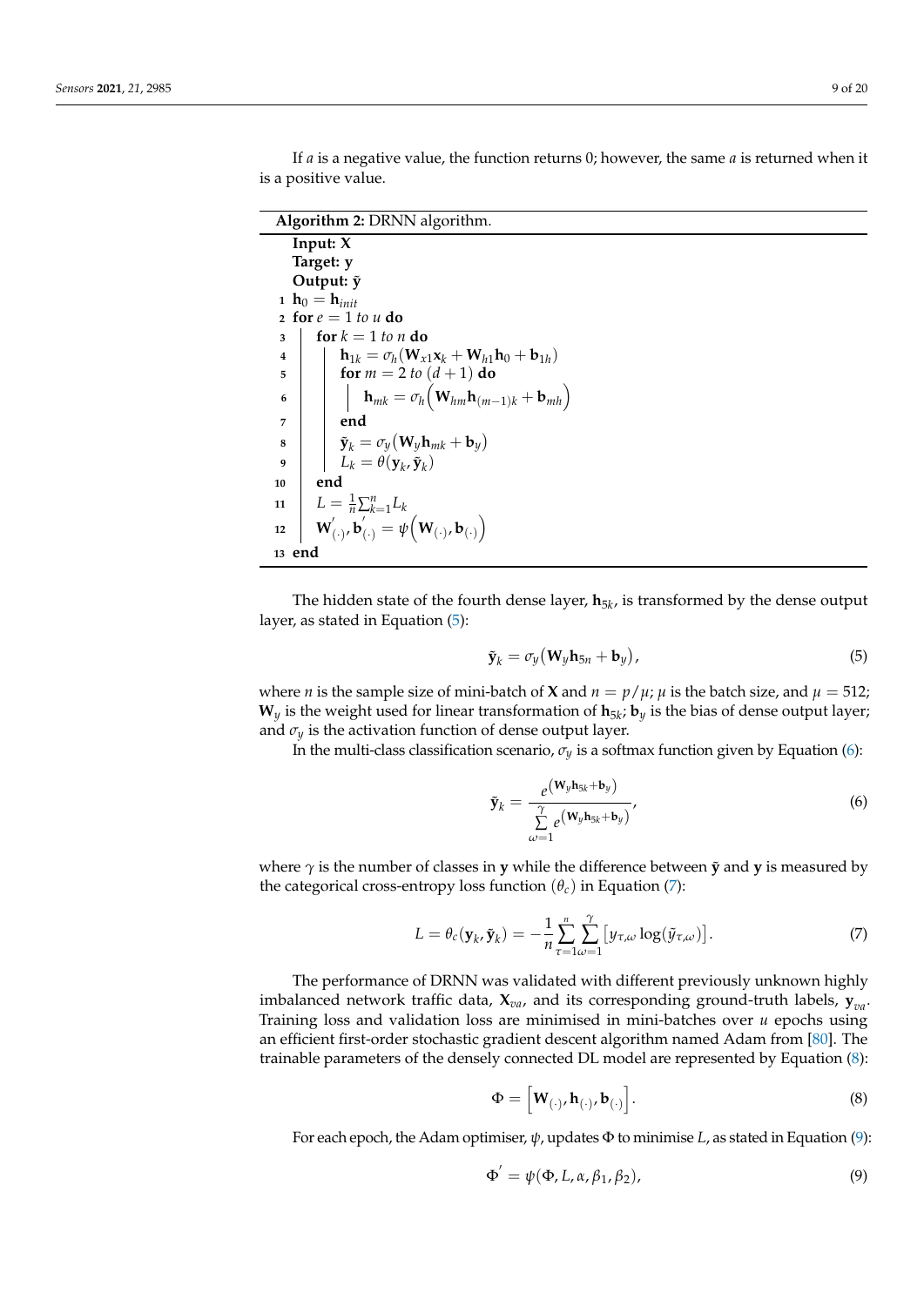If $a$ is a negative value, the function returns 0; however, the same $a$ is returned when it is a positive value.

**Algorithm 2:** DRNN algorithm.

```
   Input: X
   Target: y
   Output: ỹ
 1 h_0 = h_init
 2 for e = 1 to u do
 3 |   for k = 1 to n do
 4 |   |   h_1k = σ_h(W_x1 x_k + W_h1 h_0 + b_1h)
 5 |   |   for m = 2 to (d + 1) do
 6 |   |   |   h_mk = σ_h(W_hm h_(m−1)k + b_mh)
 7 |   |   end
 8 |   |   ỹ_k = σ_y(W_y h_mk + b_y)
 9 |   |   L_k = θ(y_k, ỹ_k)
10 |   end
11 |   L = (1/n) Σ_{k=1}^{n} L_k
12 |   W'_(·), b'_(·) = ψ(W_(·), b_(·))
13 end
```

The hidden state of the fourth dense layer, $\mathbf{h}_{5k}$, is transformed by the dense output layer, as stated in Equation (5):

$$\tilde{\mathbf{y}}_k = \sigma_y\big(\mathbf{W}_y \mathbf{h}_{5n} + \mathbf{b}_y\big), \tag{5}$$

where $n$ is the sample size of mini-batch of $\mathbf{X}$ and $n = p/\mu$; $\mu$ is the batch size, and $\mu = 512$; $\mathbf{W}_y$ is the weight used for linear transformation of $\mathbf{h}_{5k}$; $\mathbf{b}_y$ is the bias of dense output layer; and $\sigma_y$ is the activation function of dense output layer.

In the multi-class classification scenario, $\sigma_y$ is a softmax function given by Equation (6):

$$\tilde{\mathbf{y}}_k = \frac{e^{\left(\mathbf{W}_y \mathbf{h}_{5k} + \mathbf{b}_y\right)}}{\sum\limits_{\omega=1}^{\gamma} e^{\left(\mathbf{W}_y \mathbf{h}_{5k} + \mathbf{b}_y\right)}}, \tag{6}$$

where $\gamma$ is the number of classes in $\mathbf{y}$ while the difference between $\tilde{\mathbf{y}}$ and $\mathbf{y}$ is measured by the categorical cross-entropy loss function $(\theta_c)$ in Equation (7):

$$L = \theta_c(\mathbf{y}_k, \tilde{\mathbf{y}}_k) = -\frac{1}{n}\sum_{\tau=1}^{n}\sum_{\omega=1}^{\gamma}\left[y_{\tau,\omega}\log(\tilde{y}_{\tau,\omega})\right]. \tag{7}$$

The performance of DRNN was validated with different previously unknown highly imbalanced network traffic data, $\mathbf{X}_{va}$, and its corresponding ground-truth labels, $\mathbf{y}_{va}$. Training loss and validation loss are minimised in mini-batches over $u$ epochs using an efficient first-order stochastic gradient descent algorithm named Adam from [80]. The trainable parameters of the densely connected DL model are represented by Equation (8):

$$\Phi = \left[\mathbf{W}_{(\cdot)}, \mathbf{h}_{(\cdot)}, \mathbf{b}_{(\cdot)}\right]. \tag{8}$$

For each epoch, the Adam optimiser, $\psi$, updates $\Phi$ to minimise $L$, as stated in Equation (9):

$$\Phi' = \psi(\Phi, L, \alpha, \beta_1, \beta_2), \tag{9}$$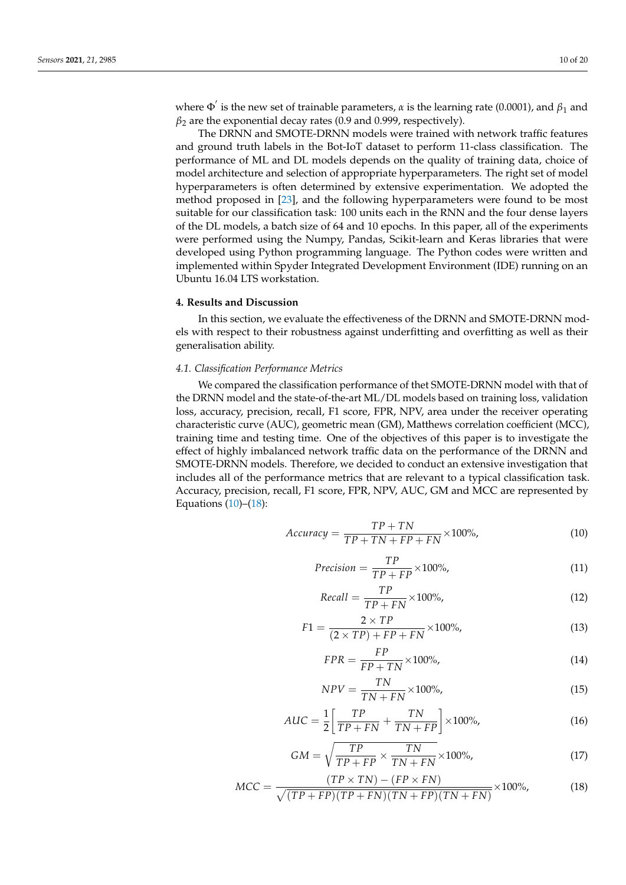where $\Phi'$ is the new set of trainable parameters, $\alpha$ is the learning rate (0.0001), and $\beta_1$ and $\beta_2$ are the exponential decay rates (0.9 and 0.999, respectively).

The DRNN and SMOTE-DRNN models were trained with network traffic features and ground truth labels in the Bot-IoT dataset to perform 11-class classification. The performance of ML and DL models depends on the quality of training data, choice of model architecture and selection of appropriate hyperparameters. The right set of model hyperparameters is often determined by extensive experimentation. We adopted the method proposed in [23], and the following hyperparameters were found to be most suitable for our classification task: 100 units each in the RNN and the four dense layers of the DL models, a batch size of 64 and 10 epochs. In this paper, all of the experiments were performed using the Numpy, Pandas, Scikit-learn and Keras libraries that were developed using Python programming language. The Python codes were written and implemented within Spyder Integrated Development Environment (IDE) running on an Ubuntu 16.04 LTS workstation.

## 4. Results and Discussion

In this section, we evaluate the effectiveness of the DRNN and SMOTE-DRNN models with respect to their robustness against underfitting and overfitting as well as their generalisation ability.

### 4.1. Classification Performance Metrics

We compared the classification performance of thet SMOTE-DRNN model with that of the DRNN model and the state-of-the-art ML/DL models based on training loss, validation loss, accuracy, precision, recall, F1 score, FPR, NPV, area under the receiver operating characteristic curve (AUC), geometric mean (GM), Matthews correlation coefficient (MCC), training time and testing time. One of the objectives of this paper is to investigate the effect of highly imbalanced network traffic data on the performance of the DRNN and SMOTE-DRNN models. Therefore, we decided to conduct an extensive investigation that includes all of the performance metrics that are relevant to a typical classification task. Accuracy, precision, recall, F1 score, FPR, NPV, AUC, GM and MCC are represented by Equations (10)–(18):

$$Accuracy = \frac{TP + TN}{TP + TN + FP + FN} \times 100\%, \tag{10}$$

$$Precision = \frac{TP}{TP + FP} \times 100\%, \tag{11}$$

$$Recall = \frac{TP}{TP + FN} \times 100\%, \tag{12}$$

$$F1 = \frac{2 \times TP}{(2 \times TP) + FP + FN} \times 100\%, \tag{13}$$

$$FPR = \frac{FP}{FP + TN} \times 100\%, \tag{14}$$

$$NPV = \frac{TN}{TN + FN} \times 100\%, \tag{15}$$

$$AUC = \frac{1}{2}\left[\frac{TP}{TP + FN} + \frac{TN}{TN + FP}\right] \times 100\%, \tag{16}$$

$$GM = \sqrt{\frac{TP}{TP + FP} \times \frac{TN}{TN + FN}} \times 100\%, \tag{17}$$

$$MCC = \frac{(TP \times TN) - (FP \times FN)}{\sqrt{(TP + FP)(TP + FN)(TN + FP)(TN + FN)}} \times 100\%, \tag{18}$$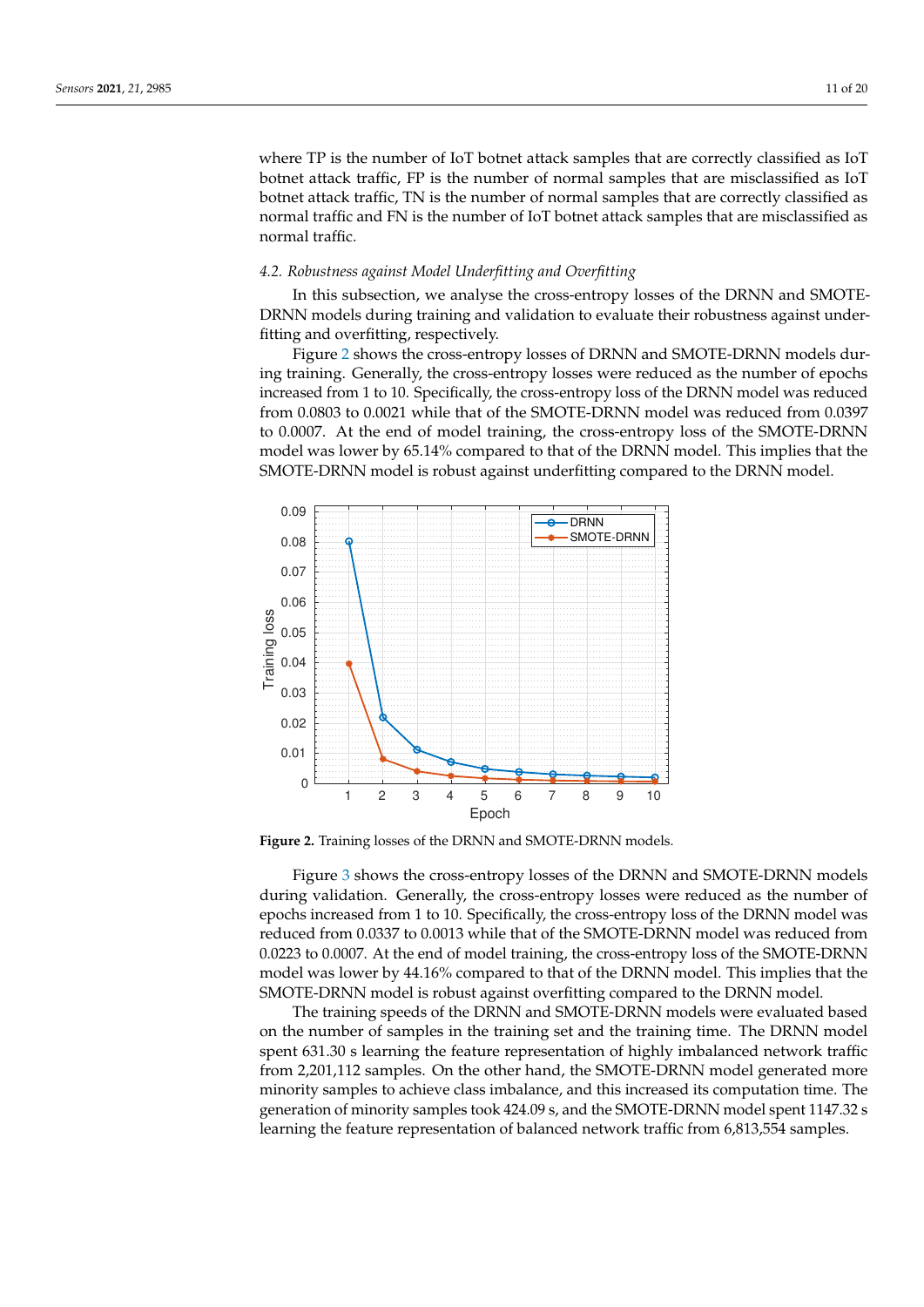where TP is the number of IoT botnet attack samples that are correctly classified as IoT botnet attack traffic, FP is the number of normal samples that are misclassified as IoT botnet attack traffic, TN is the number of normal samples that are correctly classified as normal traffic and FN is the number of IoT botnet attack samples that are misclassified as normal traffic.

### *4.2. Robustness against Model Underfitting and Overfitting*

In this subsection, we analyse the cross-entropy losses of the DRNN and SMOTE-DRNN models during training and validation to evaluate their robustness against underfitting and overfitting, respectively.

Figure 2 shows the cross-entropy losses of DRNN and SMOTE-DRNN models during training. Generally, the cross-entropy losses were reduced as the number of epochs increased from 1 to 10. Specifically, the cross-entropy loss of the DRNN model was reduced from 0.0803 to 0.0021 while that of the SMOTE-DRNN model was reduced from 0.0397 to 0.0007. At the end of model training, the cross-entropy loss of the SMOTE-DRNN model was lower by 65.14% compared to that of the DRNN model. This implies that the SMOTE-DRNN model is robust against underfitting compared to the DRNN model.

**Figure 2.** Training losses of the DRNN and SMOTE-DRNN models.

Figure 3 shows the cross-entropy losses of the DRNN and SMOTE-DRNN models during validation. Generally, the cross-entropy losses were reduced as the number of epochs increased from 1 to 10. Specifically, the cross-entropy loss of the DRNN model was reduced from 0.0337 to 0.0013 while that of the SMOTE-DRNN model was reduced from 0.0223 to 0.0007. At the end of model training, the cross-entropy loss of the SMOTE-DRNN model was lower by 44.16% compared to that of the DRNN model. This implies that the SMOTE-DRNN model is robust against overfitting compared to the DRNN model.

The training speeds of the DRNN and SMOTE-DRNN models were evaluated based on the number of samples in the training set and the training time. The DRNN model spent 631.30 s learning the feature representation of highly imbalanced network traffic from 2,201,112 samples. On the other hand, the SMOTE-DRNN model generated more minority samples to achieve class imbalance, and this increased its computation time. The generation of minority samples took 424.09 s, and the SMOTE-DRNN model spent 1147.32 s learning the feature representation of balanced network traffic from 6,813,554 samples.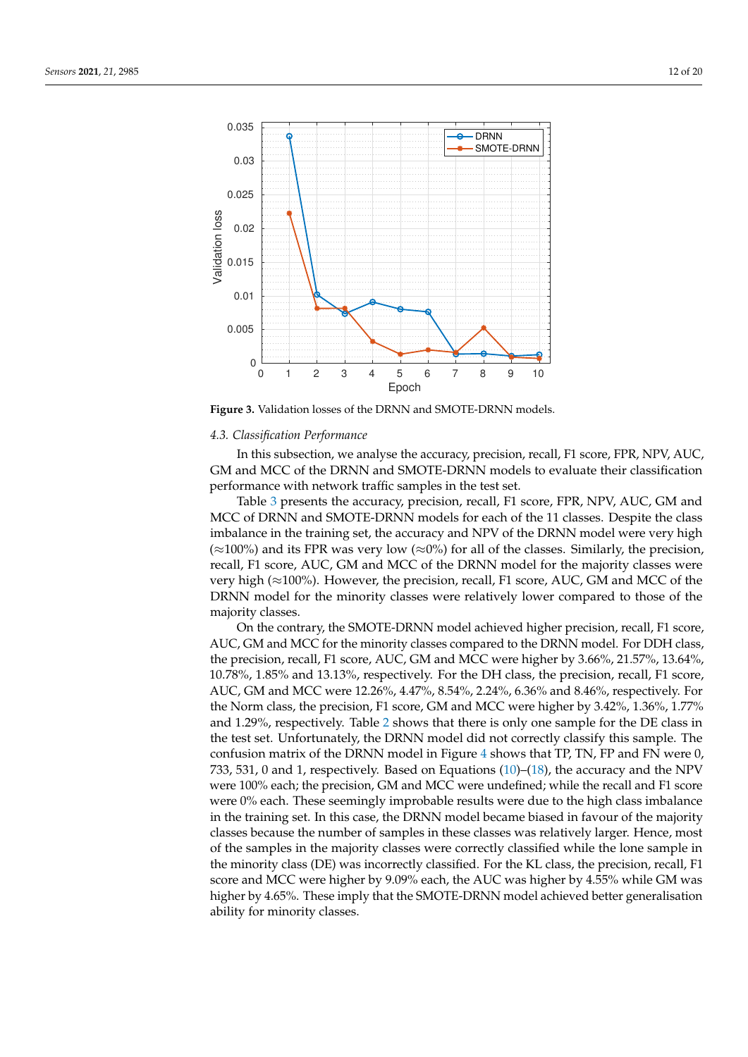**Figure 3.** Validation losses of the DRNN and SMOTE-DRNN models.

### 4.3. Classification Performance

In this subsection, we analyse the accuracy, precision, recall, F1 score, FPR, NPV, AUC, GM and MCC of the DRNN and SMOTE-DRNN models to evaluate their classification performance with network traffic samples in the test set.

Table 3 presents the accuracy, precision, recall, F1 score, FPR, NPV, AUC, GM and MCC of DRNN and SMOTE-DRNN models for each of the 11 classes. Despite the class imbalance in the training set, the accuracy and NPV of the DRNN model were very high (≈100%) and its FPR was very low (≈0%) for all of the classes. Similarly, the precision, recall, F1 score, AUC, GM and MCC of the DRNN model for the majority classes were very high (≈100%). However, the precision, recall, F1 score, AUC, GM and MCC of the DRNN model for the minority classes were relatively lower compared to those of the majority classes.

On the contrary, the SMOTE-DRNN model achieved higher precision, recall, F1 score, AUC, GM and MCC for the minority classes compared to the DRNN model. For DDH class, the precision, recall, F1 score, AUC, GM and MCC were higher by 3.66%, 21.57%, 13.64%, 10.78%, 1.85% and 13.13%, respectively. For the DH class, the precision, recall, F1 score, AUC, GM and MCC were 12.26%, 4.47%, 8.54%, 2.24%, 6.36% and 8.46%, respectively. For the Norm class, the precision, F1 score, GM and MCC were higher by 3.42%, 1.36%, 1.77% and 1.29%, respectively. Table 2 shows that there is only one sample for the DE class in the test set. Unfortunately, the DRNN model did not correctly classify this sample. The confusion matrix of the DRNN model in Figure 4 shows that TP, TN, FP and FN were 0, 733, 531, 0 and 1, respectively. Based on Equations (10)–(18), the accuracy and the NPV were 100% each; the precision, GM and MCC were undefined; while the recall and F1 score were 0% each. These seemingly improbable results were due to the high class imbalance in the training set. In this case, the DRNN model became biased in favour of the majority classes because the number of samples in these classes was relatively larger. Hence, most of the samples in the majority classes were correctly classified while the lone sample in the minority class (DE) was incorrectly classified. For the KL class, the precision, recall, F1 score and MCC were higher by 9.09% each, the AUC was higher by 4.55% while GM was higher by 4.65%. These imply that the SMOTE-DRNN model achieved better generalisation ability for minority classes.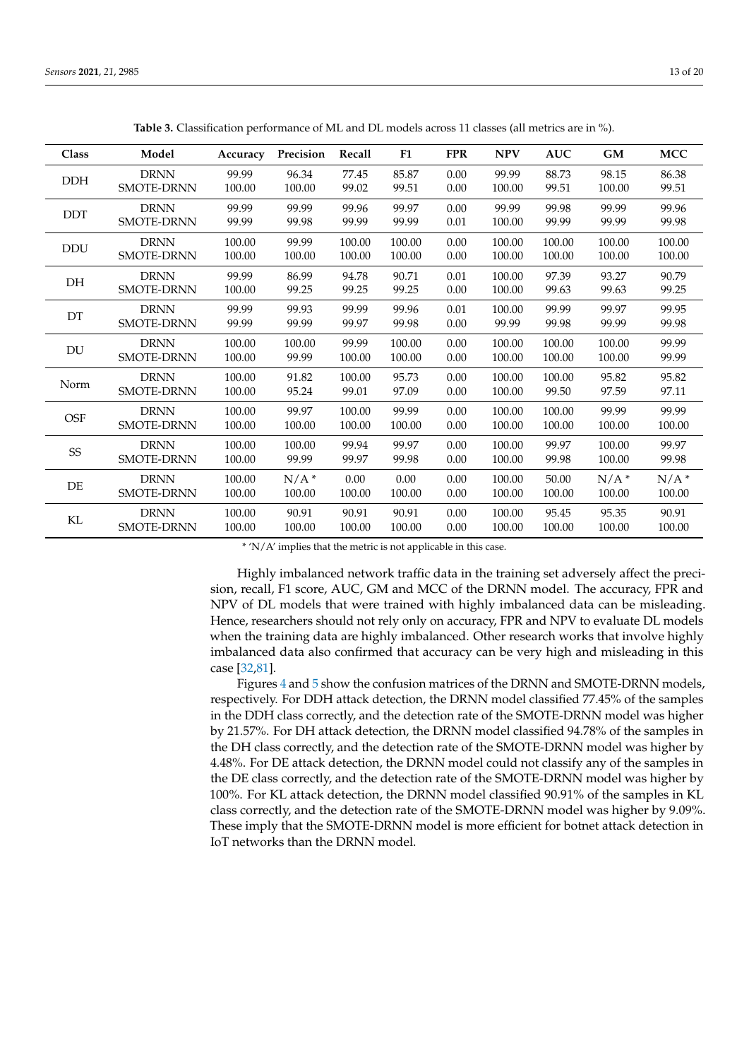**Table 3.** Classification performance of ML and DL models across 11 classes (all metrics are in %).

| Class | Model | Accuracy | Precision | Recall | F1 | FPR | NPV | AUC | GM | MCC |
|---|---|---|---|---|---|---|---|---|---|---|
| DDH | DRNN | 99.99 | 96.34 | 77.45 | 85.87 | 0.00 | 99.99 | 88.73 | 98.15 | 86.38 |
| | SMOTE-DRNN | 100.00 | 100.00 | 99.02 | 99.51 | 0.00 | 100.00 | 99.51 | 100.00 | 99.51 |
| DDT | DRNN | 99.99 | 99.99 | 99.96 | 99.97 | 0.00 | 99.99 | 99.98 | 99.99 | 99.96 |
| | SMOTE-DRNN | 99.99 | 99.98 | 99.99 | 99.99 | 0.01 | 100.00 | 99.99 | 99.99 | 99.98 |
| DDU | DRNN | 100.00 | 99.99 | 100.00 | 100.00 | 0.00 | 100.00 | 100.00 | 100.00 | 100.00 |
| | SMOTE-DRNN | 100.00 | 100.00 | 100.00 | 100.00 | 0.00 | 100.00 | 100.00 | 100.00 | 100.00 |
| DH | DRNN | 99.99 | 86.99 | 94.78 | 90.71 | 0.01 | 100.00 | 97.39 | 93.27 | 90.79 |
| | SMOTE-DRNN | 100.00 | 99.25 | 99.25 | 99.25 | 0.00 | 100.00 | 99.63 | 99.63 | 99.25 |
| DT | DRNN | 99.99 | 99.93 | 99.99 | 99.96 | 0.01 | 100.00 | 99.99 | 99.97 | 99.95 |
| | SMOTE-DRNN | 99.99 | 99.99 | 99.97 | 99.98 | 0.00 | 99.99 | 99.98 | 99.99 | 99.98 |
| DU | DRNN | 100.00 | 100.00 | 99.99 | 100.00 | 0.00 | 100.00 | 100.00 | 100.00 | 99.99 |
| | SMOTE-DRNN | 100.00 | 99.99 | 100.00 | 100.00 | 0.00 | 100.00 | 100.00 | 100.00 | 99.99 |
| Norm | DRNN | 100.00 | 91.82 | 100.00 | 95.73 | 0.00 | 100.00 | 100.00 | 95.82 | 95.82 |
| | SMOTE-DRNN | 100.00 | 95.24 | 99.01 | 97.09 | 0.00 | 100.00 | 99.50 | 97.59 | 97.11 |
| OSF | DRNN | 100.00 | 99.97 | 100.00 | 99.99 | 0.00 | 100.00 | 100.00 | 99.99 | 99.99 |
| | SMOTE-DRNN | 100.00 | 100.00 | 100.00 | 100.00 | 0.00 | 100.00 | 100.00 | 100.00 | 100.00 |
| SS | DRNN | 100.00 | 100.00 | 99.94 | 99.97 | 0.00 | 100.00 | 99.97 | 100.00 | 99.97 |
| | SMOTE-DRNN | 100.00 | 99.99 | 99.97 | 99.98 | 0.00 | 100.00 | 99.98 | 100.00 | 99.98 |
| DE | DRNN | 100.00 | N/A * | 0.00 | 0.00 | 0.00 | 100.00 | 50.00 | N/A * | N/A * |
| | SMOTE-DRNN | 100.00 | 100.00 | 100.00 | 100.00 | 0.00 | 100.00 | 100.00 | 100.00 | 100.00 |
| KL | DRNN | 100.00 | 90.91 | 90.91 | 90.91 | 0.00 | 100.00 | 95.45 | 95.35 | 90.91 |
| | SMOTE-DRNN | 100.00 | 100.00 | 100.00 | 100.00 | 0.00 | 100.00 | 100.00 | 100.00 | 100.00 |

* 'N/A' implies that the metric is not applicable in this case.

Highly imbalanced network traffic data in the training set adversely affect the precision, recall, F1 score, AUC, GM and MCC of the DRNN model. The accuracy, FPR and NPV of DL models that were trained with highly imbalanced data can be misleading. Hence, researchers should not rely highly on accuracy, FPR and NPV to evaluate DL models when the training data are highly imbalanced. Other research works that involve highly imbalanced data also confirmed that accuracy can be very high and misleading in this case [32,81].

Figures 4 and 5 show the confusion matrices of the DRNN and SMOTE-DRNN models, respectively. For DDH attack detection, the DRNN model classified 77.45% of the samples in the DDH class correctly, and the detection rate of the SMOTE-DRNN model was higher by 21.57%. For DH attack detection, the DRNN model classified 94.78% of the samples in the DH class correctly, and the detection rate of the SMOTE-DRNN model was higher by 4.48%. For DE attack detection, the DRNN model could not classify any of the samples in the DE class correctly, and the detection rate of the SMOTE-DRNN model was higher by 100%. For KL attack detection, the DRNN model classified 90.91% of the samples in KL class correctly, and the detection rate of the SMOTE-DRNN model was higher by 9.09%. These imply that the SMOTE-DRNN model is more efficient for botnet attack detection in IoT networks than the DRNN model.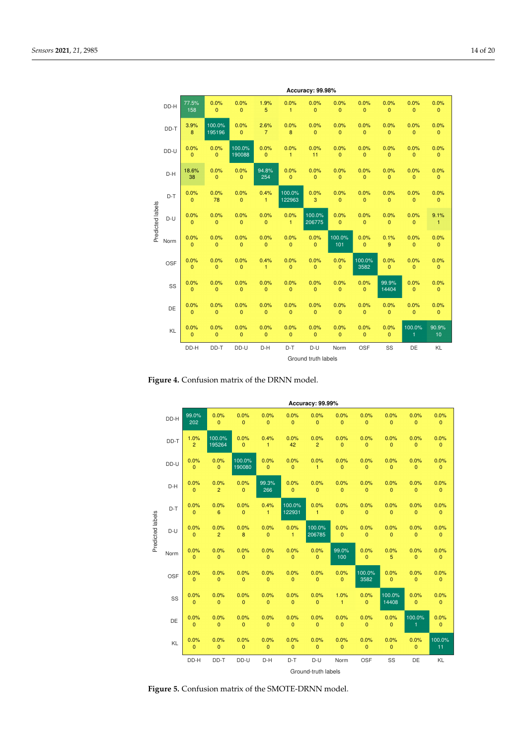**Accuracy: 99.98%**

| Predicted labels \ Ground truth labels | DD-H | DD-T | DD-U | D-H | D-T | D-U | Norm | OSF | SS | DE | KL |
|---|---|---|---|---|---|---|---|---|---|---|---|
| DD-H | 77.5% 158 | 0.0% 0 | 0.0% 0 | 1.9% 5 | 0.0% 1 | 0.0% 0 | 0.0% 0 | 0.0% 0 | 0.0% 0 | 0.0% 0 | 0.0% 0 |
| DD-T | 3.9% 8 | 100.0% 195196 | 0.0% 0 | 2.6% 7 | 0.0% 8 | 0.0% 0 | 0.0% 0 | 0.0% 0 | 0.0% 0 | 0.0% 0 | 0.0% 0 |
| DD-U | 0.0% 0 | 0.0% 0 | 100.0% 190088 | 0.0% 0 | 0.0% 1 | 0.0% 11 | 0.0% 0 | 0.0% 0 | 0.0% 0 | 0.0% 0 | 0.0% 0 |
| D-H | 18.6% 38 | 0.0% 0 | 0.0% 0 | 94.8% 254 | 0.0% 0 | 0.0% 0 | 0.0% 0 | 0.0% 0 | 0.0% 0 | 0.0% 0 | 0.0% 0 |
| D-T | 0.0% 0 | 0.0% 78 | 0.0% 0 | 0.4% 1 | 100.0% 122963 | 0.0% 3 | 0.0% 0 | 0.0% 0 | 0.0% 0 | 0.0% 0 | 0.0% 0 |
| D-U | 0.0% 0 | 0.0% 0 | 0.0% 0 | 0.0% 0 | 0.0% 1 | 100.0% 206775 | 0.0% 0 | 0.0% 0 | 0.0% 0 | 0.0% 0 | 9.1% 1 |
| Norm | 0.0% 0 | 0.0% 0 | 0.0% 0 | 0.0% 0 | 0.0% 0 | 0.0% 0 | 100.0% 101 | 0.0% 0 | 0.1% 9 | 0.0% 0 | 0.0% 0 |
| OSF | 0.0% 0 | 0.0% 0 | 0.0% 0 | 0.4% 1 | 0.0% 0 | 0.0% 0 | 0.0% 0 | 100.0% 3582 | 0.0% 0 | 0.0% 0 | 0.0% 0 |
| SS | 0.0% 0 | 0.0% 0 | 0.0% 0 | 0.0% 0 | 0.0% 0 | 0.0% 0 | 0.0% 0 | 0.0% 0 | 99.9% 14404 | 0.0% 0 | 0.0% 0 |
| DE | 0.0% 0 | 0.0% 0 | 0.0% 0 | 0.0% 0 | 0.0% 0 | 0.0% 0 | 0.0% 0 | 0.0% 0 | 0.0% 0 | 0.0% 0 | 0.0% 0 |
| KL | 0.0% 0 | 0.0% 0 | 0.0% 0 | 0.0% 0 | 0.0% 0 | 0.0% 0 | 0.0% 0 | 0.0% 0 | 0.0% 0 | 100.0% 1 | 90.9% 10 |

**Figure 4.** Confusion matrix of the DRNN model.

**Accuracy: 99.99%**

| Predicted labels \ Ground-truth labels | DD-H | DD-T | DD-U | D-H | D-T | D-U | Norm | OSF | SS | DE | KL |
|---|---|---|---|---|---|---|---|---|---|---|---|
| DD-H | 99.0% 202 | 0.0% 0 | 0.0% 0 | 0.0% 0 | 0.0% 0 | 0.0% 0 | 0.0% 0 | 0.0% 0 | 0.0% 0 | 0.0% 0 | 0.0% 0 |
| DD-T | 1.0% 2 | 100.0% 195264 | 0.0% 0 | 0.4% 1 | 0.0% 42 | 0.0% 2 | 0.0% 0 | 0.0% 0 | 0.0% 0 | 0.0% 0 | 0.0% 0 |
| DD-U | 0.0% 0 | 0.0% 0 | 100.0% 190080 | 0.0% 0 | 0.0% 0 | 0.0% 1 | 0.0% 0 | 0.0% 0 | 0.0% 0 | 0.0% 0 | 0.0% 0 |
| D-H | 0.0% 0 | 0.0% 2 | 0.0% 0 | 99.3% 266 | 0.0% 0 | 0.0% 0 | 0.0% 0 | 0.0% 0 | 0.0% 0 | 0.0% 0 | 0.0% 0 |
| D-T | 0.0% 0 | 0.0% 6 | 0.0% 0 | 0.4% 1 | 100.0% 122931 | 0.0% 1 | 0.0% 0 | 0.0% 0 | 0.0% 0 | 0.0% 0 | 0.0% 0 |
| D-U | 0.0% 0 | 0.0% 2 | 0.0% 8 | 0.0% 0 | 0.0% 1 | 100.0% 206785 | 0.0% 0 | 0.0% 0 | 0.0% 0 | 0.0% 0 | 0.0% 0 |
| Norm | 0.0% 0 | 0.0% 0 | 0.0% 0 | 0.0% 0 | 0.0% 0 | 0.0% 0 | 99.0% 100 | 0.0% 0 | 0.0% 5 | 0.0% 0 | 0.0% 0 |
| OSF | 0.0% 0 | 0.0% 0 | 0.0% 0 | 0.0% 0 | 0.0% 0 | 0.0% 0 | 0.0% 0 | 100.0% 3582 | 0.0% 0 | 0.0% 0 | 0.0% 0 |
| SS | 0.0% 0 | 0.0% 0 | 0.0% 0 | 0.0% 0 | 0.0% 0 | 0.0% 0 | 1.0% 1 | 0.0% 0 | 100.0% 14408 | 0.0% 0 | 0.0% 0 |
| DE | 0.0% 0 | 0.0% 0 | 0.0% 0 | 0.0% 0 | 0.0% 0 | 0.0% 0 | 0.0% 0 | 0.0% 0 | 0.0% 0 | 100.0% 1 | 0.0% 0 |
| KL | 0.0% 0 | 0.0% 0 | 0.0% 0 | 0.0% 0 | 0.0% 0 | 0.0% 0 | 0.0% 0 | 0.0% 0 | 0.0% 0 | 0.0% 0 | 100.0% 11 |

**Figure 5.** Confusion matrix of the SMOTE-DRNN model.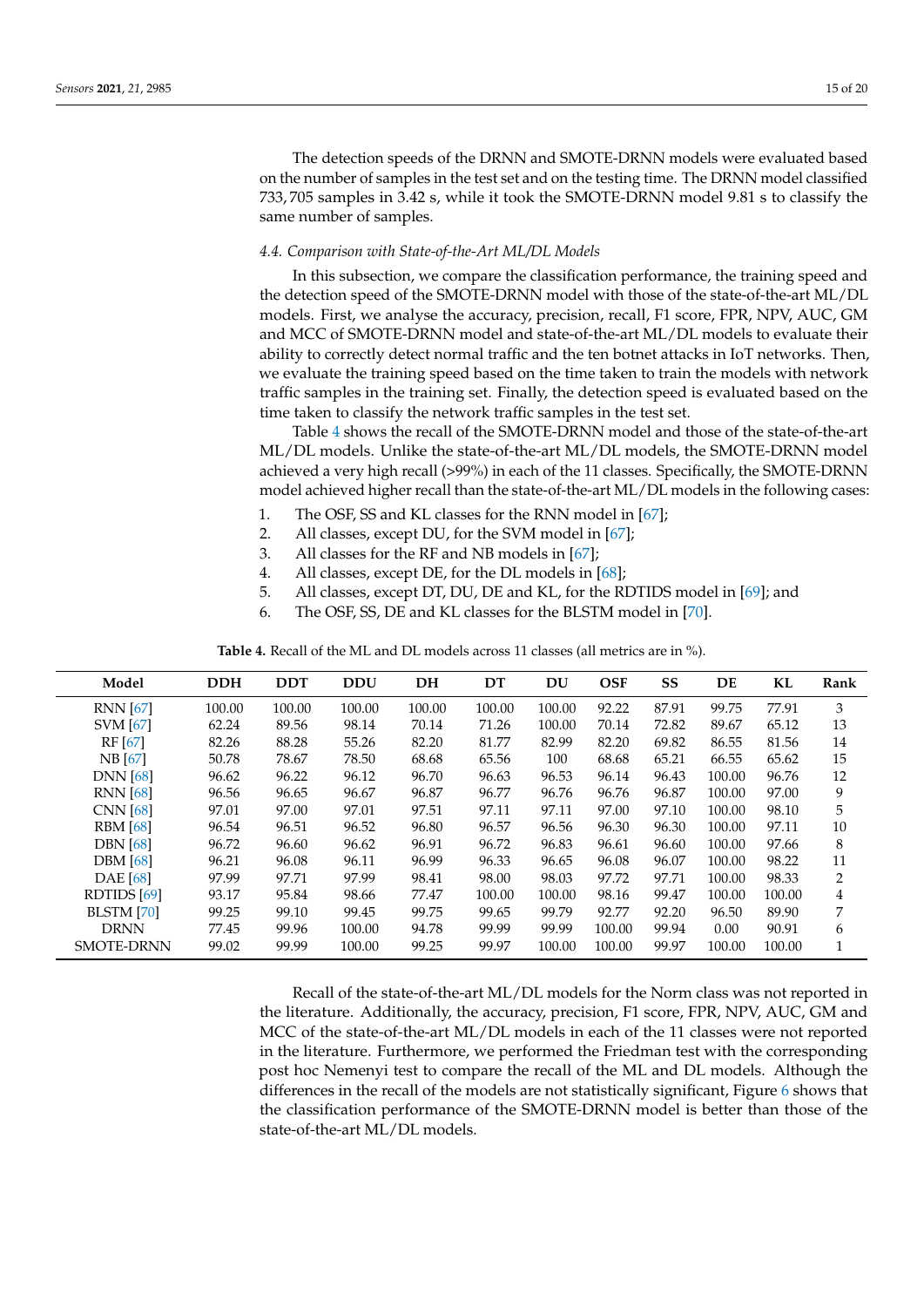The detection speeds of the DRNN and SMOTE-DRNN models were evaluated based on the number of samples in the test set and on the testing time. The DRNN model classified 733,705 samples in 3.42 s, while it took the SMOTE-DRNN model 9.81 s to classify the same number of samples.

### 4.4. Comparison with State-of-the-Art ML/DL Models

In this subsection, we compare the classification performance, the training speed and the detection speed of the SMOTE-DRNN model with those of the state-of-the-art ML/DL models. First, we analyse the accuracy, precision, recall, F1 score, FPR, NPV, AUC, GM and MCC of SMOTE-DRNN model and state-of-the-art ML/DL models to evaluate their ability to correctly detect normal traffic and the ten botnet attacks in IoT networks. Then, we evaluate the training speed based on the time taken to train the models with network traffic samples in the training set. Finally, the detection speed is evaluated based on the time taken to classify the network traffic samples in the test set.

Table 4 shows the recall of the SMOTE-DRNN model and those of the state-of-the-art ML/DL models. Unlike the state-of-the-art ML/DL models, the SMOTE-DRNN model achieved a very high recall (>99%) in each of the 11 classes. Specifically, the SMOTE-DRNN model achieved higher recall than the state-of-the-art ML/DL models in the following cases:

1. The OSF, SS and KL classes for the RNN model in [67];
2. All classes, except DU, for the SVM model in [67];
3. All classes for the RF and NB models in [67];
4. All classes, except DE, for the DL models in [68];
5. All classes, except DT, DU, DE and KL, for the RDTIDS model in [69]; and
6. The OSF, SS, DE and KL classes for the BLSTM model in [70].

**Table 4.** Recall of the ML and DL models across 11 classes (all metrics are in %).

| Model | DDH | DDT | DDU | DH | DT | DU | OSF | SS | DE | KL | Rank |
|---|---|---|---|---|---|---|---|---|---|---|---|
| RNN [67] | 100.00 | 100.00 | 100.00 | 100.00 | 100.00 | 100.00 | 92.22 | 87.91 | 99.75 | 77.91 | 3 |
| SVM [67] | 62.24 | 89.56 | 98.14 | 70.14 | 71.26 | 100.00 | 70.14 | 72.82 | 89.67 | 65.12 | 13 |
| RF [67] | 82.26 | 88.28 | 55.26 | 82.20 | 81.77 | 82.99 | 82.20 | 69.82 | 86.55 | 81.56 | 14 |
| NB [67] | 50.78 | 78.67 | 78.50 | 68.68 | 65.56 | 100 | 68.68 | 65.21 | 66.55 | 65.62 | 15 |
| DNN [68] | 96.62 | 96.22 | 96.12 | 96.70 | 96.63 | 96.53 | 96.14 | 96.43 | 100.00 | 96.76 | 12 |
| RNN [68] | 96.56 | 96.65 | 96.67 | 96.87 | 96.77 | 96.76 | 96.76 | 96.87 | 100.00 | 97.00 | 9 |
| CNN [68] | 97.01 | 97.00 | 97.01 | 97.51 | 97.11 | 97.11 | 97.00 | 97.10 | 100.00 | 98.10 | 5 |
| RBM [68] | 96.54 | 96.51 | 96.52 | 96.80 | 96.57 | 96.56 | 96.30 | 96.30 | 100.00 | 97.11 | 10 |
| DBN [68] | 96.72 | 96.60 | 96.62 | 96.91 | 96.72 | 96.83 | 96.61 | 96.60 | 100.00 | 97.66 | 8 |
| DBM [68] | 96.21 | 96.08 | 96.11 | 96.99 | 96.33 | 96.65 | 96.08 | 96.07 | 100.00 | 98.22 | 11 |
| DAE [68] | 97.99 | 97.71 | 97.99 | 98.41 | 98.00 | 98.03 | 97.72 | 97.71 | 100.00 | 98.33 | 2 |
| RDTIDS [69] | 93.17 | 95.84 | 98.66 | 77.47 | 100.00 | 100.00 | 98.16 | 99.47 | 100.00 | 100.00 | 4 |
| BLSTM [70] | 99.25 | 99.10 | 99.45 | 99.75 | 99.65 | 99.79 | 92.77 | 92.20 | 96.50 | 89.90 | 7 |
| DRNN | 77.45 | 99.96 | 100.00 | 94.78 | 99.99 | 99.99 | 100.00 | 99.94 | 0.00 | 90.91 | 6 |
| SMOTE-DRNN | 99.02 | 99.99 | 100.00 | 99.25 | 99.97 | 100.00 | 100.00 | 99.97 | 100.00 | 100.00 | 1 |

Recall of the state-of-the-art ML/DL models for the Norm class was not reported in the literature. Additionally, the accuracy, precision, F1 score, FPR, NPV, AUC, GM and MCC of the state-of-the-art ML/DL models in each of the 11 classes were not reported in the literature. Furthermore, we performed the Friedman test with the corresponding post hoc Nemenyi test to compare the recall of the ML and DL models. Although the differences in the recall of the models are not statistically significant, Figure 6 shows that the classification performance of the SMOTE-DRNN model is better than those of the state-of-the-art ML/DL models.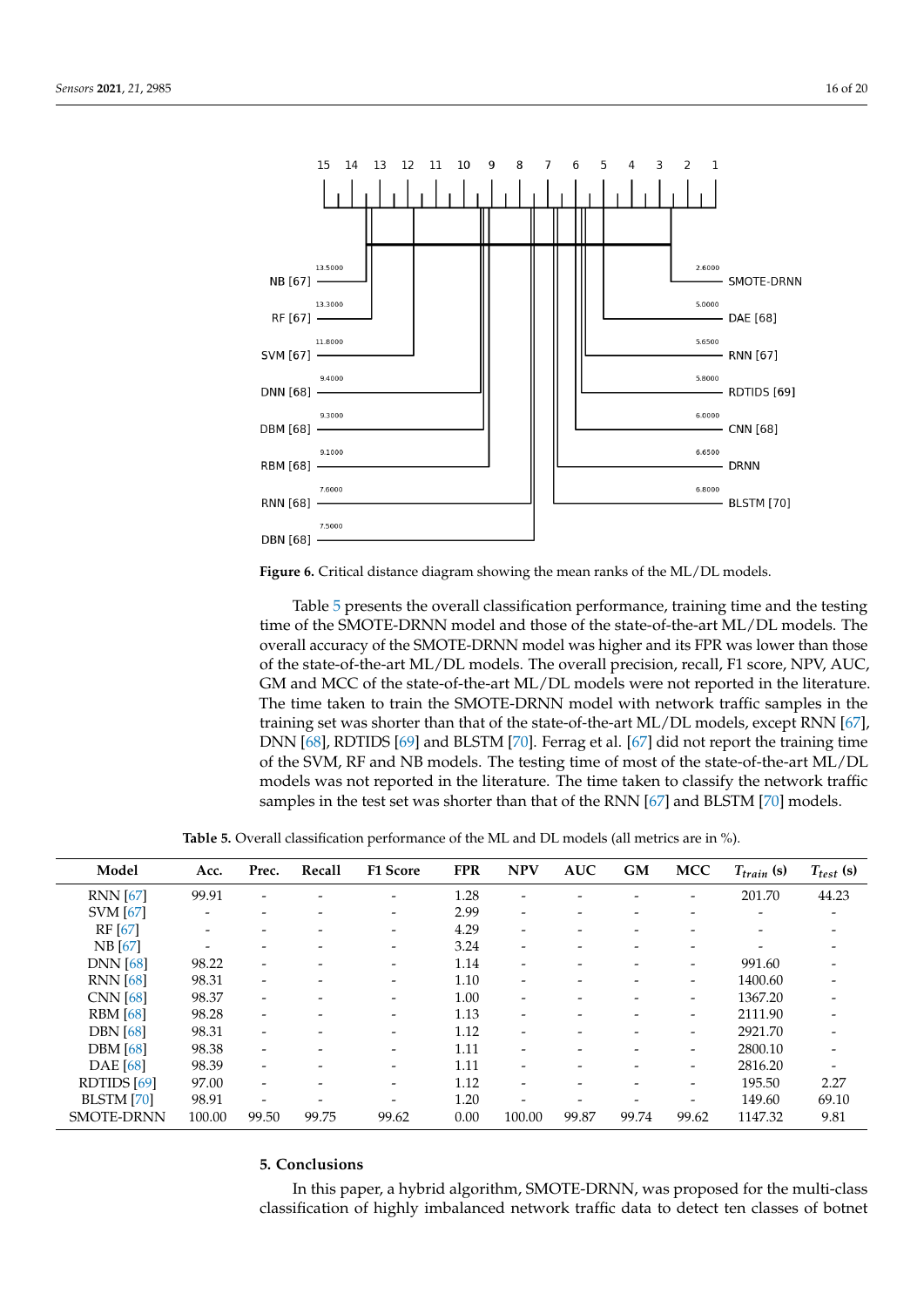**Figure 6.** Critical distance diagram showing the mean ranks of the ML/DL models.

Table 5 presents the overall classification performance, training time and the testing time of the SMOTE-DRNN model and those of the state-of-the-art ML/DL models. The overall accuracy of the SMOTE-DRNN model was higher and its FPR was lower than those of the state-of-the-art ML/DL models. The overall precision, recall, F1 score, NPV, AUC, GM and MCC of the state-of-the-art ML/DL models were not reported in the literature. The time taken to train the SMOTE-DRNN model with network traffic samples in the training set was shorter than that of the state-of-the-art ML/DL models, except RNN [67], DNN [68], RDTIDS [69] and BLSTM [70]. Ferrag et al. [67] did not report the training time of the SVM, RF and NB models. The testing time of most of the state-of-the-art ML/DL models was not reported in the literature. The time taken to classify the network traffic samples in the test set was shorter than that of the RNN [67] and BLSTM [70] models.

**Table 5.** Overall classification performance of the ML and DL models (all metrics are in %).

| Model | Acc. | Prec. | Recall | F1 Score | FPR | NPV | AUC | GM | MCC | $T_{train}$ (s) | $T_{test}$ (s) |
|---|---|---|---|---|---|---|---|---|---|---|---|
| RNN [67] | 99.91 | - | - | - | 1.28 | - | - | - | - | 201.70 | 44.23 |
| SVM [67] | - | - | - | - | 2.99 | - | - | - | - | - | - |
| RF [67] | - | - | - | - | 4.29 | - | - | - | - | - | - |
| NB [67] | - | - | - | - | 3.24 | - | - | - | - | - | - |
| DNN [68] | 98.22 | - | - | - | 1.14 | - | - | - | - | 991.60 | - |
| RNN [68] | 98.31 | - | - | - | 1.10 | - | - | - | - | 1400.60 | - |
| CNN [68] | 98.37 | - | - | - | 1.00 | - | - | - | - | 1367.20 | - |
| RBM [68] | 98.28 | - | - | - | 1.13 | - | - | - | - | 2111.90 | - |
| DBN [68] | 98.31 | - | - | - | 1.12 | - | - | - | - | 2921.70 | - |
| DBM [68] | 98.38 | - | - | - | 1.11 | - | - | - | - | 2800.10 | - |
| DAE [68] | 98.39 | - | - | - | 1.11 | - | - | - | - | 2816.20 | - |
| RDTIDS [69] | 97.00 | - | - | - | 1.12 | - | - | - | - | 195.50 | 2.27 |
| BLSTM [70] | 98.91 | - | - | - | 1.20 | - | - | - | - | 149.60 | 69.10 |
| SMOTE-DRNN | 100.00 | 99.50 | 99.75 | 99.62 | 0.00 | 100.00 | 99.87 | 99.74 | 99.62 | 1147.32 | 9.81 |

## 5. Conclusions

In this paper, a hybrid algorithm, SMOTE-DRNN, was proposed for the multi-class classification of highly imbalanced network traffic data to detect ten classes of botnet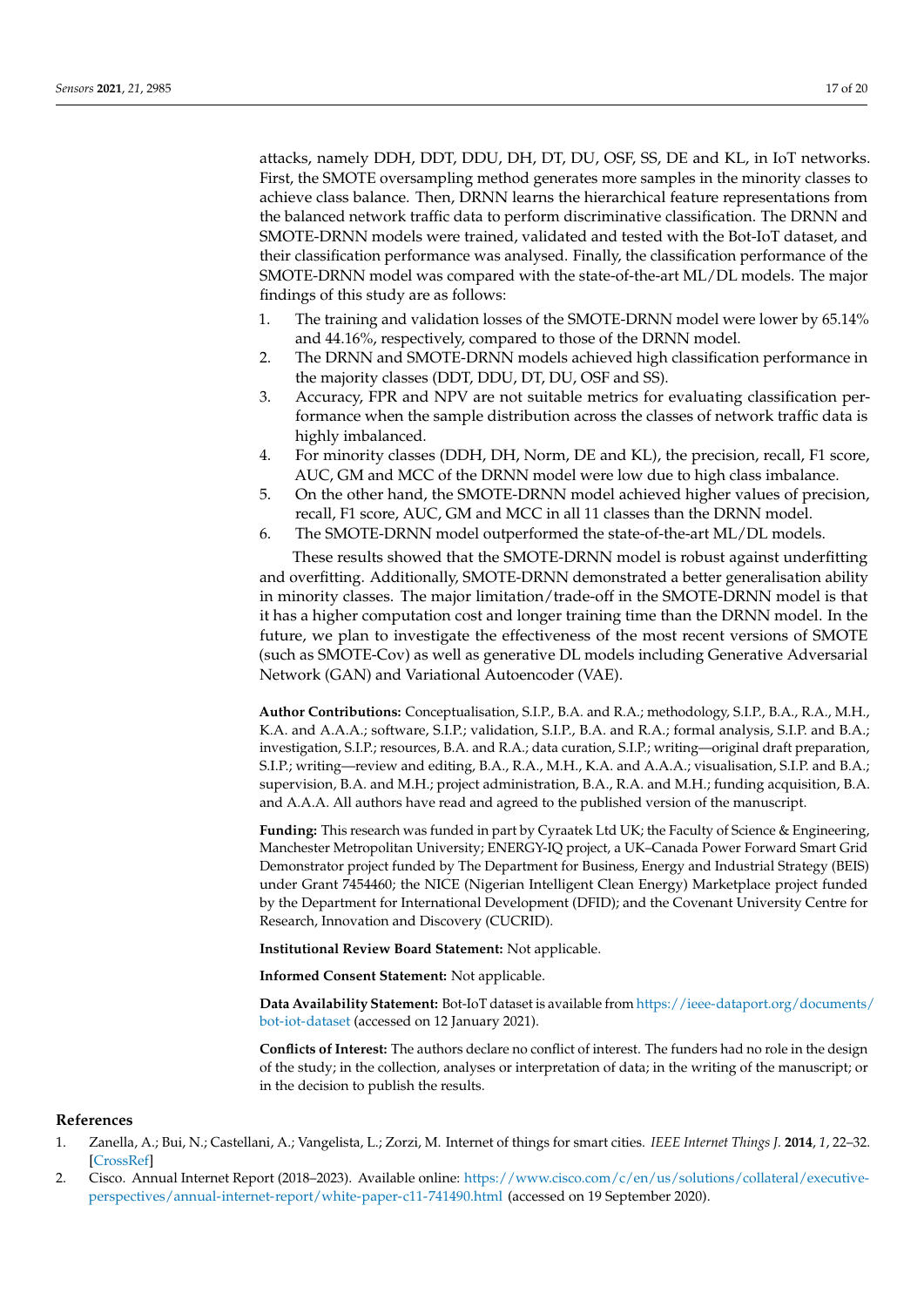attacks, namely DDH, DDT, DDU, DH, DT, DU, OSF, SS, DE and KL, in IoT networks. First, the SMOTE oversampling method generates more samples in the minority classes to achieve class balance. Then, DRNN learns the hierarchical feature representations from the balanced network traffic data to perform discriminative classification. The DRNN and SMOTE-DRNN models were trained, validated and tested with the Bot-IoT dataset, and their classification performance was analysed. Finally, the classification performance of the SMOTE-DRNN model was compared with the state-of-the-art ML/DL models. The major findings of this study are as follows:

1. The training and validation losses of the SMOTE-DRNN model were lower by 65.14% and 44.16%, respectively, compared to those of the DRNN model.
2. The DRNN and SMOTE-DRNN models achieved high classification performance in the majority classes (DDT, DDU, DT, DU, OSF and SS).
3. Accuracy, FPR and NPV are not suitable metrics for evaluating classification performance when the sample distribution across the classes of network traffic data is highly imbalanced.
4. For minority classes (DDH, DH, Norm, DE and KL), the precision, recall, F1 score, AUC, GM and MCC of the DRNN model were low due to high class imbalance.
5. On the other hand, the SMOTE-DRNN model achieved higher values of precision, recall, F1 score, AUC, GM and MCC in all 11 classes than the DRNN model.
6. The SMOTE-DRNN model outperformed the state-of-the-art ML/DL models.

These results showed that the SMOTE-DRNN model is robust against underfitting and overfitting. Additionally, SMOTE-DRNN demonstrated a better generalisation ability in minority classes. The major limitation/trade-off in the SMOTE-DRNN model is that it has a higher computation cost and longer training time than the DRNN model. In the future, we plan to investigate the effectiveness of the most recent versions of SMOTE (such as SMOTE-Cov) as well as generative DL models including Generative Adversarial Network (GAN) and Variational Autoencoder (VAE).

**Author Contributions:** Conceptualisation, S.I.P., B.A. and R.A.; methodology, S.I.P., B.A., R.A., M.H., K.A. and A.A.A.; software, S.I.P.; validation, S.I.P., B.A. and R.A.; formal analysis, S.I.P. and B.A.; investigation, S.I.P.; resources, B.A. and R.A.; data curation, S.I.P.; writing—original draft preparation, S.I.P.; writing—review and editing, B.A., R.A., M.H., K.A. and A.A.A.; visualisation, S.I.P. and B.A.; supervision, B.A. and M.H.; project administration, B.A., R.A. and M.H.; funding acquisition, B.A. and A.A.A. All authors have read and agreed to the published version of the manuscript.

**Funding:** This research was funded in part by Cyraatek Ltd UK; the Faculty of Science & Engineering, Manchester Metropolitan University; ENERGY-IQ project, a UK–Canada Power Forward Smart Grid Demonstrator project funded by The Department for Business, Energy and Industrial Strategy (BEIS) under Grant 7454460; the NICE (Nigerian Intelligent Clean Energy) Marketplace project funded by the Department for International Development (DFID); and the Covenant University Centre for Research, Innovation and Discovery (CUCRID).

**Institutional Review Board Statement:** Not applicable.

**Informed Consent Statement:** Not applicable.

**Data Availability Statement:** Bot-IoT dataset is available from https://ieee-dataport.org/documents/bot-iot-dataset (accessed on 12 January 2021).

**Conflicts of Interest:** The authors declare no conflict of interest. The funders had no role in the design of the study; in the collection, analyses or interpretation of data; in the writing of the manuscript; or in the decision to publish the results.

## References

1. Zanella, A.; Bui, N.; Castellani, A.; Vangelista, L.; Zorzi, M. Internet of things for smart cities. *IEEE Internet Things J.* **2014**, *1*, 22–32. [CrossRef]
2. Cisco. Annual Internet Report (2018–2023). Available online: https://www.cisco.com/c/en/us/solutions/collateral/executive-perspectives/annual-internet-report/white-paper-c11-741490.html (accessed on 19 September 2020).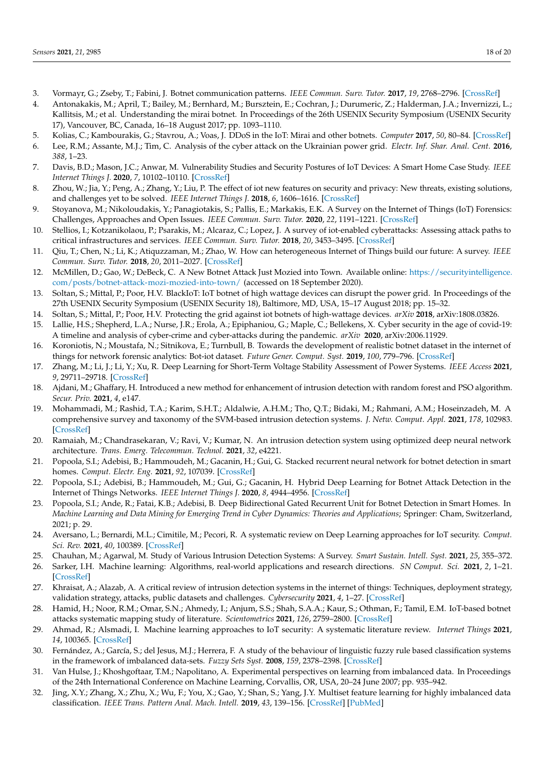3. Vormayr, G.; Zseby, T.; Fabini, J. Botnet communication patterns. *IEEE Commun. Surv. Tutor.* **2017**, *19*, 2768–2796. [CrossRef]
4. Antonakakis, M.; April, T.; Bailey, M.; Bernhard, M.; Bursztein, E.; Cochran, J.; Durumeric, Z.; Halderman, J.A.; Invernizzi, L.; Kallitsis, M.; et al. Understanding the mirai botnet. In Proceedings of the 26th USENIX Security Symposium (USENIX Security 17), Vancouver, BC, Canada, 16–18 August 2017; pp. 1093–1110.
5. Kolias, C.; Kambourakis, G.; Stavrou, A.; Voas, J. DDoS in the IoT: Mirai and other botnets. *Computer* **2017**, *50*, 80–84. [CrossRef]
6. Lee, R.M.; Assante, M.J.; Tim, C. Analysis of the cyber attack on the Ukrainian power grid. *Electr. Inf. Shar. Anal. Cent.* **2016**, *388*, 1–23.
7. Davis, B.D.; Mason, J.C.; Anwar, M. Vulnerability Studies and Security Postures of IoT Devices: A Smart Home Case Study. *IEEE Internet Things J.* **2020**, *7*, 10102–10110. [CrossRef]
8. Zhou, W.; Jia, Y.; Peng, A.; Zhang, Y.; Liu, P. The effect of iot new features on security and privacy: New threats, existing solutions, and challenges yet to be solved. *IEEE Internet Things J.* **2018**, *6*, 1606–1616. [CrossRef]
9. Stoyanova, M.; Nikoloudakis, Y.; Panagiotakis, S.; Pallis, E.; Markakis, E.K. A Survey on the Internet of Things (IoT) Forensics: Challenges, Approaches and Open Issues. *IEEE Commun. Surv. Tutor.* **2020**, *22*, 1191–1221. [CrossRef]
10. Stellios, I.; Kotzanikolaou, P.; Psarakis, M.; Alcaraz, C.; Lopez, J. A survey of iot-enabled cyberattacks: Assessing attack paths to critical infrastructures and services. *IEEE Commun. Surv. Tutor.* **2018**, *20*, 3453–3495. [CrossRef]
11. Qiu, T.; Chen, N.; Li, K.; Atiquzzaman, M.; Zhao, W. How can heterogeneous Internet of Things build our future: A survey. *IEEE Commun. Surv. Tutor.* **2018**, *20*, 2011–2027. [CrossRef]
12. McMillen, D.; Gao, W.; DeBeck, C. A New Botnet Attack Just Mozied into Town. Available online: https://securityintelligence.com/posts/botnet-attack-mozi-mozied-into-town/ (accessed on 18 September 2020).
13. Soltan, S.; Mittal, P.; Poor, H.V. BlackIoT: IoT botnet of high wattage devices can disrupt the power grid. In Proceedings of the 27th USENIX Security Symposium (USENIX Security 18), Baltimore, MD, USA, 15–17 August 2018; pp. 15–32.
14. Soltan, S.; Mittal, P.; Poor, H.V. Protecting the grid against iot botnets of high-wattage devices. *arXiv* **2018**, arXiv:1808.03826.
15. Lallie, H.S.; Shepherd, L.A.; Nurse, J.R.; Erola, A.; Epiphaniou, G.; Maple, C.; Bellekens, X. Cyber security in the age of covid-19: A timeline and analysis of cyber-crime and cyber-attacks during the pandemic. *arXiv* **2020**, arXiv:2006.11929.
16. Koroniotis, N.; Moustafa, N.; Sitnikova, E.; Turnbull, B. Towards the development of realistic botnet dataset in the internet of things for network forensic analytics: Bot-iot dataset. *Future Gener. Comput. Syst.* **2019**, *100*, 779–796. [CrossRef]
17. Zhang, M.; Li, J.; Li, Y.; Xu, R. Deep Learning for Short-Term Voltage Stability Assessment of Power Systems. *IEEE Access* **2021**, *9*, 29711–29718. [CrossRef]
18. Ajdani, M.; Ghaffary, H. Introduced a new method for enhancement of intrusion detection with random forest and PSO algorithm. *Secur. Priv.* **2021**, *4*, e147.
19. Mohammadi, M.; Rashid, T.A.; Karim, S.H.T.; Aldalwie, A.H.M.; Tho, Q.T.; Bidaki, M.; Rahmani, A.M.; Hoseinzadeh, M. A comprehensive survey and taxonomy of the SVM-based intrusion detection systems. *J. Netw. Comput. Appl.* **2021**, *178*, 102983. [CrossRef]
20. Ramaiah, M.; Chandrasekaran, V.; Ravi, V.; Kumar, N. An intrusion detection system using optimized deep neural network architecture. *Trans. Emerg. Telecommun. Technol.* **2021**, *32*, e4221.
21. Popoola, S.I.; Adebisi, B.; Hammoudeh, M.; Gacanin, H.; Gui, G. Stacked recurrent neural network for botnet detection in smart homes. *Comput. Electr. Eng.* **2021**, *92*, 107039. [CrossRef]
22. Popoola, S.I.; Adebisi, B.; Hammoudeh, M.; Gui, G.; Gacanin, H. Hybrid Deep Learning for Botnet Attack Detection in the Internet of Things Networks. *IEEE Internet Things J.* **2020**, *8*, 4944–4956. [CrossRef]
23. Popoola, S.I.; Ande, R.; Fatai, K.B.; Adebisi, B. Deep Bidirectional Gated Recurrent Unit for Botnet Detection in Smart Homes. In *Machine Learning and Data Mining for Emerging Trend in Cyber Dynamics: Theories and Applications*; Springer: Cham, Switzerland, 2021; p. 29.
24. Aversano, L.; Bernardi, M.L.; Cimitile, M.; Pecori, R. A systematic review on Deep Learning approaches for IoT security. *Comput. Sci. Rev.* **2021**, *40*, 100389. [CrossRef]
25. Chauhan, M.; Agarwal, M. Study of Various Intrusion Detection Systems: A Survey. *Smart Sustain. Intell. Syst.* **2021**, *25*, 355–372.
26. Sarker, I.H. Machine learning: Algorithms, real-world applications and research directions. *SN Comput. Sci.* **2021**, *2*, 1–21. [CrossRef]
27. Khraisat, A.; Alazab, A. A critical review of intrusion detection systems in the internet of things: Techniques, deployment strategy, validation strategy, attacks, public datasets and challenges. *Cybersecurity* **2021**, *4*, 1–27. [CrossRef]
28. Hamid, H.; Noor, R.M.; Omar, S.N.; Ahmedy, I.; Anjum, S.S.; Shah, S.A.A.; Kaur, S.; Othman, F.; Tamil, E.M. IoT-based botnet attacks systematic mapping study of literature. *Scientometrics* **2021**, *126*, 2759–2800. [CrossRef]
29. Ahmad, R.; Alsmadi, I. Machine learning approaches to IoT security: A systematic literature review. *Internet Things* **2021**, *14*, 100365. [CrossRef]
30. Fernández, A.; García, S.; del Jesus, M.J.; Herrera, F. A study of the behaviour of linguistic fuzzy rule based classification systems in the framework of imbalanced data-sets. *Fuzzy Sets Syst.* **2008**, *159*, 2378–2398. [CrossRef]
31. Van Hulse, J.; Khoshgoftaar, T.M.; Napolitano, A. Experimental perspectives on learning from imbalanced data. In Proceedings of the 24th International Conference on Machine Learning, Corvallis, OR, USA, 20–24 June 2007; pp. 935–942.
32. Jing, X.Y.; Zhang, X.; Zhu, X.; Wu, F.; You, X.; Gao, Y.; Shan, S.; Yang, J.Y. Multiset feature learning for highly imbalanced data classification. *IEEE Trans. Pattern Anal. Mach. Intell.* **2019**, *43*, 139–156. [CrossRef] [PubMed]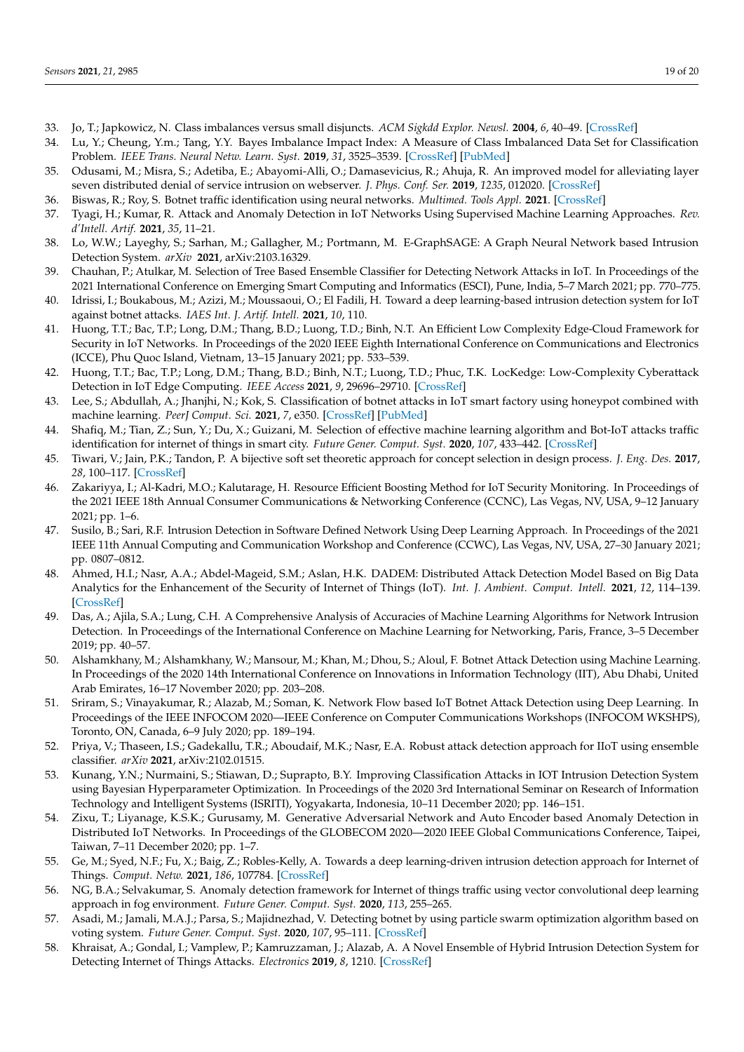33. Jo, T.; Japkowicz, N. Class imbalances versus small disjuncts. *ACM Sigkdd Explor. Newsl.* **2004**, *6*, 40–49. [CrossRef]
34. Lu, Y.; Cheung, Y.m.; Tang, Y.Y. Bayes Imbalance Impact Index: A Measure of Class Imbalanced Data Set for Classification Problem. *IEEE Trans. Neural Netw. Learn. Syst.* **2019**, *31*, 3525–3539. [CrossRef] [PubMed]
35. Odusami, M.; Misra, S.; Adetiba, E.; Abayomi-Alli, O.; Damasevicius, R.; Ahuja, R. An improved model for alleviating layer seven distributed denial of service intrusion on webserver. *J. Phys. Conf. Ser.* **2019**, *1235*, 012020. [CrossRef]
36. Biswas, R.; Roy, S. Botnet traffic identification using neural networks. *Multimed. Tools Appl.* **2021**. [CrossRef]
37. Tyagi, H.; Kumar, R. Attack and Anomaly Detection in IoT Networks Using Supervised Machine Learning Approaches. *Rev. d'Intell. Artif.* **2021**, *35*, 11–21.
38. Lo, W.W.; Layeghy, S.; Sarhan, M.; Gallagher, M.; Portmann, M. E-GraphSAGE: A Graph Neural Network based Intrusion Detection System. *arXiv* **2021**, arXiv:2103.16329.
39. Chauhan, P.; Atulkar, M. Selection of Tree Based Ensemble Classifier for Detecting Network Attacks in IoT. In Proceedings of the 2021 International Conference on Emerging Smart Computing and Informatics (ESCI), Pune, India, 5–7 March 2021; pp. 770–775.
40. Idrissi, I.; Boukabous, M.; Azizi, M.; Moussaoui, O.; El Fadili, H. Toward a deep learning-based intrusion detection system for IoT against botnet attacks. *IAES Int. J. Artif. Intell.* **2021**, *10*, 110.
41. Huong, T.T.; Bac, T.P.; Long, D.M.; Thang, B.D.; Luong, T.D.; Binh, N.T. An Efficient Low Complexity Edge-Cloud Framework for Security in IoT Networks. In Proceedings of the 2020 IEEE Eighth International Conference on Communications and Electronics (ICCE), Phu Quoc Island, Vietnam, 13–15 January 2021; pp. 533–539.
42. Huong, T.T.; Bac, T.P.; Long, D.M.; Thang, B.D.; Binh, N.T.; Luong, T.D.; Phuc, T.K. LocKedge: Low-Complexity Cyberattack Detection in IoT Edge Computing. *IEEE Access* **2021**, *9*, 29696–29710. [CrossRef]
43. Lee, S.; Abdullah, A.; Jhanjhi, N.; Kok, S. Classification of botnet attacks in IoT smart factory using honeypot combined with machine learning. *PeerJ Comput. Sci.* **2021**, *7*, e350. [CrossRef] [PubMed]
44. Shafiq, M.; Tian, Z.; Sun, Y.; Du, X.; Guizani, M. Selection of effective machine learning algorithm and Bot-IoT attacks traffic identification for internet of things in smart city. *Future Gener. Comput. Syst.* **2020**, *107*, 433–442. [CrossRef]
45. Tiwari, V.; Jain, P.K.; Tandon, P. A bijective soft set theoretic approach for concept selection in design process. *J. Eng. Des.* **2017**, *28*, 100–117. [CrossRef]
46. Zakariyya, I.; Al-Kadri, M.O.; Kalutarage, H. Resource Efficient Boosting Method for IoT Security Monitoring. In Proceedings of the 2021 IEEE 18th Annual Consumer Communications & Networking Conference (CCNC), Las Vegas, NV, USA, 9–12 January 2021; pp. 1–6.
47. Susilo, B.; Sari, R.F. Intrusion Detection in Software Defined Network Using Deep Learning Approach. In Proceedings of the 2021 IEEE 11th Annual Computing and Communication Workshop and Conference (CCWC), Las Vegas, NV, USA, 27–30 January 2021; pp. 0807–0812.
48. Ahmed, H.I.; Nasr, A.A.; Abdel-Mageid, S.M.; Aslan, H.K. DADEM: Distributed Attack Detection Model Based on Big Data Analytics for the Enhancement of the Security of Internet of Things (IoT). *Int. J. Ambient. Comput. Intell.* **2021**, *12*, 114–139. [CrossRef]
49. Das, A.; Ajila, S.A.; Lung, C.H. A Comprehensive Analysis of Accuracies of Machine Learning Algorithms for Network Intrusion Detection. In Proceedings of the International Conference on Machine Learning for Networking, Paris, France, 3–5 December 2019; pp. 40–57.
50. Alshamkhany, M.; Alshamkhany, W.; Mansour, M.; Khan, M.; Dhou, S.; Aloul, F. Botnet Attack Detection using Machine Learning. In Proceedings of the 2020 14th International Conference on Innovations in Information Technology (IIT), Abu Dhabi, United Arab Emirates, 16–17 November 2020; pp. 203–208.
51. Sriram, S.; Vinayakumar, R.; Alazab, M.; Soman, K. Network Flow based IoT Botnet Attack Detection using Deep Learning. In Proceedings of the IEEE INFOCOM 2020—IEEE Conference on Computer Communications Workshops (INFOCOM WKSHPS), Toronto, ON, Canada, 6–9 July 2020; pp. 189–194.
52. Priya, V.; Thaseen, I.S.; Gadekallu, T.R.; Aboudaif, M.K.; Nasr, E.A. Robust attack detection approach for IIoT using ensemble classifier. *arXiv* **2021**, arXiv:2102.01515.
53. Kunang, Y.N.; Nurmaini, S.; Stiawan, D.; Suprapto, B.Y. Improving Classification Attacks in IOT Intrusion Detection System using Bayesian Hyperparameter Optimization. In Proceedings of the 2020 3rd International Seminar on Research of Information Technology and Intelligent Systems (ISRITI), Yogyakarta, Indonesia, 10–11 December 2020; pp. 146–151.
54. Zixu, T.; Liyanage, K.S.K.; Gurusamy, M. Generative Adversarial Network and Auto Encoder based Anomaly Detection in Distributed IoT Networks. In Proceedings of the GLOBECOM 2020—2020 IEEE Global Communications Conference, Taipei, Taiwan, 7–11 December 2020; pp. 1–7.
55. Ge, M.; Syed, N.F.; Fu, X.; Baig, Z.; Robles-Kelly, A. Towards a deep learning-driven intrusion detection approach for Internet of Things. *Comput. Netw.* **2021**, *186*, 107784. [CrossRef]
56. NG, B.A.; Selvakumar, S. Anomaly detection framework for Internet of things traffic using vector convolutional deep learning approach in fog environment. *Future Gener. Comput. Syst.* **2020**, *113*, 255–265.
57. Asadi, M.; Jamali, M.A.J.; Parsa, S.; Majidnezhad, V. Detecting botnet by using particle swarm optimization algorithm based on voting system. *Future Gener. Comput. Syst.* **2020**, *107*, 95–111. [CrossRef]
58. Khraisat, A.; Gondal, I.; Vamplew, P.; Kamruzzaman, J.; Alazab, A. A Novel Ensemble of Hybrid Intrusion Detection System for Detecting Internet of Things Attacks. *Electronics* **2019**, *8*, 1210. [CrossRef]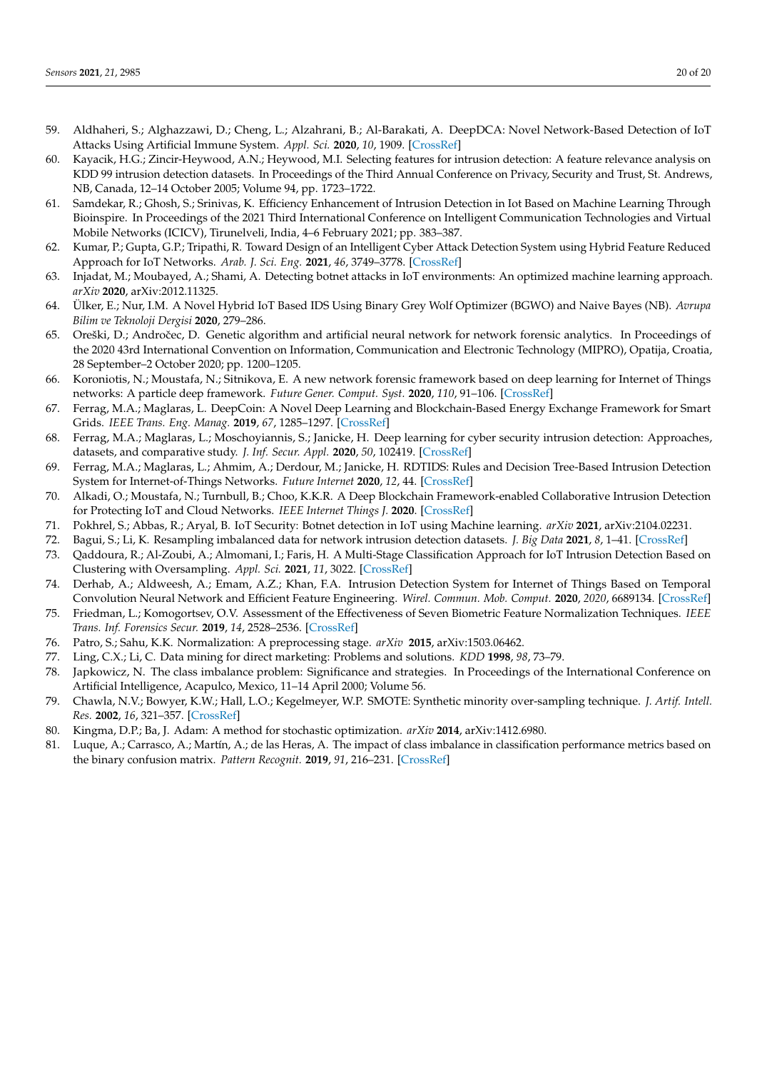59. Aldhaheri, S.; Alghazzawi, D.; Cheng, L.; Alzahrani, B.; Al-Barakati, A. DeepDCA: Novel Network-Based Detection of IoT Attacks Using Artificial Immune System. *Appl. Sci.* **2020**, *10*, 1909. [CrossRef]
60. Kayacik, H.G.; Zincir-Heywood, A.N.; Heywood, M.I. Selecting features for intrusion detection: A feature relevance analysis on KDD 99 intrusion detection datasets. In Proceedings of the Third Annual Conference on Privacy, Security and Trust, St. Andrews, NB, Canada, 12–14 October 2005; Volume 94, pp. 1723–1722.
61. Samdekar, R.; Ghosh, S.; Srinivas, K. Efficiency Enhancement of Intrusion Detection in Iot Based on Machine Learning Through Bioinspire. In Proceedings of the 2021 Third International Conference on Intelligent Communication Technologies and Virtual Mobile Networks (ICICV), Tirunelveli, India, 4–6 February 2021; pp. 383–387.
62. Kumar, P.; Gupta, G.P.; Tripathi, R. Toward Design of an Intelligent Cyber Attack Detection System using Hybrid Feature Reduced Approach for IoT Networks. *Arab. J. Sci. Eng.* **2021**, *46*, 3749–3778. [CrossRef]
63. Injadat, M.; Moubayed, A.; Shami, A. Detecting botnet attacks in IoT environments: An optimized machine learning approach. *arXiv* **2020**, arXiv:2012.11325.
64. Ülker, E.; Nur, I.M. A Novel Hybrid IoT Based IDS Using Binary Grey Wolf Optimizer (BGWO) and Naive Bayes (NB). *Avrupa Bilim ve Teknoloji Dergisi* **2020**, 279–286.
65. Oreški, D.; Andročec, D. Genetic algorithm and artificial neural network for network forensic analytics. In Proceedings of the 2020 43rd International Convention on Information, Communication and Electronic Technology (MIPRO), Opatija, Croatia, 28 September–2 October 2020; pp. 1200–1205.
66. Koroniotis, N.; Moustafa, N.; Sitnikova, E. A new network forensic framework based on deep learning for Internet of Things networks: A particle deep framework. *Future Gener. Comput. Syst.* **2020**, *110*, 91–106. [CrossRef]
67. Ferrag, M.A.; Maglaras, L. DeepCoin: A Novel Deep Learning and Blockchain-Based Energy Exchange Framework for Smart Grids. *IEEE Trans. Eng. Manag.* **2019**, *67*, 1285–1297. [CrossRef]
68. Ferrag, M.A.; Maglaras, L.; Moschoyiannis, S.; Janicke, H. Deep learning for cyber security intrusion detection: Approaches, datasets, and comparative study. *J. Inf. Secur. Appl.* **2020**, *50*, 102419. [CrossRef]
69. Ferrag, M.A.; Maglaras, L.; Ahmim, A.; Derdour, M.; Janicke, H. RDTIDS: Rules and Decision Tree-Based Intrusion Detection System for Internet-of-Things Networks. *Future Internet* **2020**, *12*, 44. [CrossRef]
70. Alkadi, O.; Moustafa, N.; Turnbull, B.; Choo, K.K.R. A Deep Blockchain Framework-enabled Collaborative Intrusion Detection for Protecting IoT and Cloud Networks. *IEEE Internet Things J.* **2020**. [CrossRef]
71. Pokhrel, S.; Abbas, R.; Aryal, B. IoT Security: Botnet detection in IoT using Machine learning. *arXiv* **2021**, arXiv:2104.02231.
72. Bagui, S.; Li, K. Resampling imbalanced data for network intrusion detection datasets. *J. Big Data* **2021**, *8*, 1–41. [CrossRef]
73. Qaddoura, R.; Al-Zoubi, A.; Almomani, I.; Faris, H. A Multi-Stage Classification Approach for IoT Intrusion Detection Based on Clustering with Oversampling. *Appl. Sci.* **2021**, *11*, 3022. [CrossRef]
74. Derhab, A.; Aldweesh, A.; Emam, A.Z.; Khan, F.A. Intrusion Detection System for Internet of Things Based on Temporal Convolution Neural Network and Efficient Feature Engineering. *Wirel. Commun. Mob. Comput.* **2020**, *2020*, 6689134. [CrossRef]
75. Friedman, L.; Komogortsev, O.V. Assessment of the Effectiveness of Seven Biometric Feature Normalization Techniques. *IEEE Trans. Inf. Forensics Secur.* **2019**, *14*, 2528–2536. [CrossRef]
76. Patro, S.; Sahu, K.K. Normalization: A preprocessing stage. *arXiv* **2015**, arXiv:1503.06462.
77. Ling, C.X.; Li, C. Data mining for direct marketing: Problems and solutions. *KDD* **1998**, *98*, 73–79.
78. Japkowicz, N. The class imbalance problem: Significance and strategies. In Proceedings of the International Conference on Artificial Intelligence, Acapulco, Mexico, 11–14 April 2000; Volume 56.
79. Chawla, N.V.; Bowyer, K.W.; Hall, L.O.; Kegelmeyer, W.P. SMOTE: Synthetic minority over-sampling technique. *J. Artif. Intell. Res.* **2002**, *16*, 321–357. [CrossRef]
80. Kingma, D.P.; Ba, J. Adam: A method for stochastic optimization. *arXiv* **2014**, arXiv:1412.6980.
81. Luque, A.; Carrasco, A.; Martín, A.; de las Heras, A. The impact of class imbalance in classification performance metrics based on the binary confusion matrix. *Pattern Recognit.* **2019**, *91*, 216–231. [CrossRef]